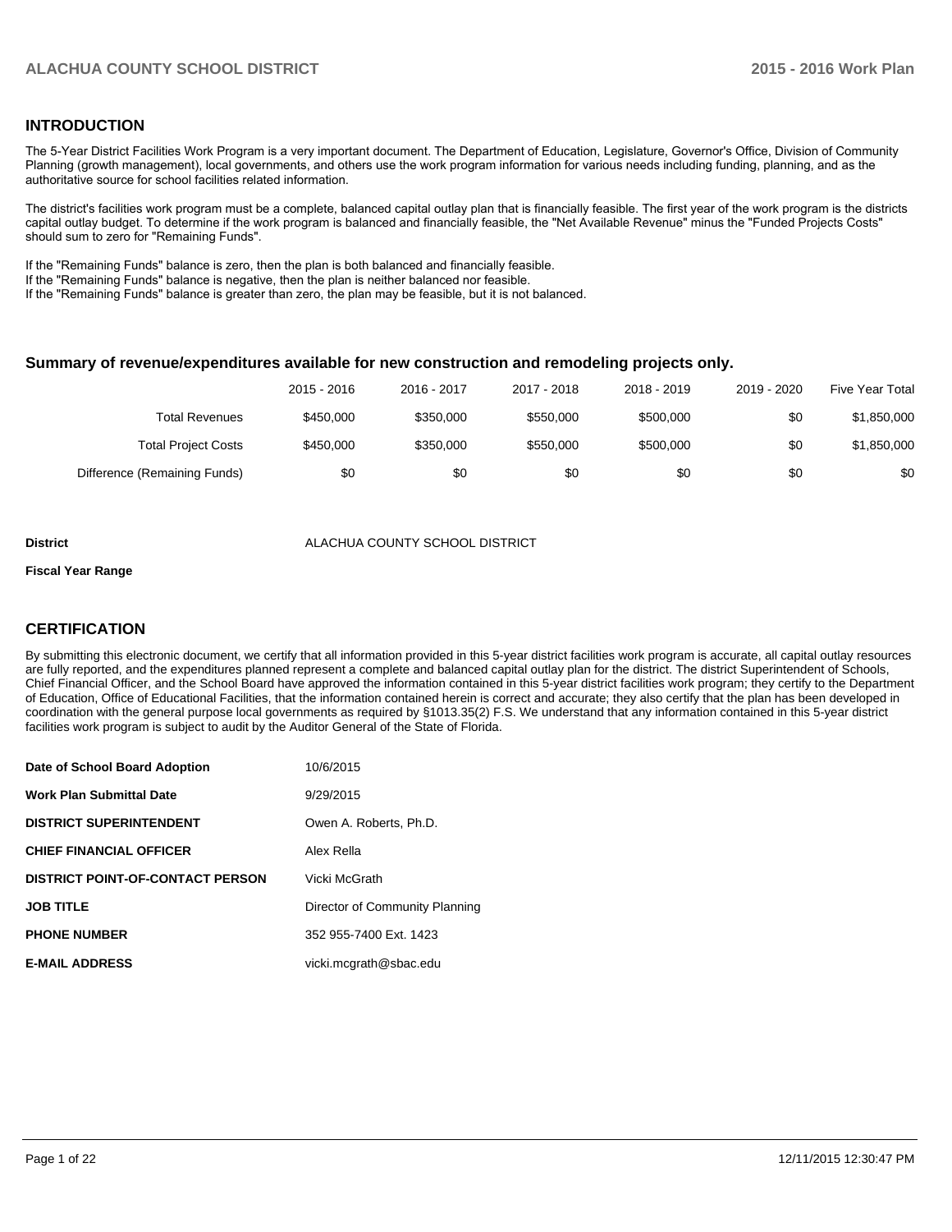## INTRODUCTION

The 5-Year District Facilities Work Program is a very important document. The Department of Education, Legislature, Governor's Office, Division of Community Planning (growth management), local governments, and others use the work program information for various needs including funding, planning, and as the authoritative source for school facilities related information.

The district's facilities work program must be a complete, balanced capital outlay plan that is financially feasible. The first year of the work program is the districts capital outlay budget. To determine if the work program is balanced and financially feasible, the "Net Available Revenue" minus the "Funded Projects Costs" should sum to zero for "Remaining Funds".

If the "Remaining Funds" balance is zero, then the plan is both balanced and financially feasible.
If the "Remaining Funds" balance is negative, then the plan is neither balanced nor feasible.
If the "Remaining Funds" balance is greater than zero, the plan may be feasible, but it is not balanced.

### Summary of revenue/expenditures available for new construction and remodeling projects only.

| | 2015 - 2016 | 2016 - 2017 | 2017 - 2018 | 2018 - 2019 | 2019 - 2020 | Five Year Total |
|---|---|---|---|---|---|---|
| Total Revenues | $450,000 | $350,000 | $550,000 | $500,000 | $0 | $1,850,000 |
| Total Project Costs | $450,000 | $350,000 | $550,000 | $500,000 | $0 | $1,850,000 |
| Difference (Remaining Funds) | $0 | $0 | $0 | $0 | $0 | $0 |

**District** ALACHUA COUNTY SCHOOL DISTRICT

**Fiscal Year Range**

## CERTIFICATION

By submitting this electronic document, we certify that all information provided in this 5-year district facilities work program is accurate, all capital outlay resources are fully reported, and the expenditures planned represent a complete and balanced capital outlay plan for the district. The district Superintendent of Schools, Chief Financial Officer, and the School Board have approved the information contained in this 5-year district facilities work program; they certify to the Department of Education, Office of Educational Facilities, that the information contained herein is correct and accurate; they also certify that the plan has been developed in coordination with the general purpose local governments as required by §1013.35(2) F.S. We understand that any information contained in this 5-year district facilities work program is subject to audit by the Auditor General of the State of Florida.

| | |
|---|---|
| **Date of School Board Adoption** | 10/6/2015 |
| **Work Plan Submittal Date** | 9/29/2015 |
| **DISTRICT SUPERINTENDENT** | Owen A. Roberts, Ph.D. |
| **CHIEF FINANCIAL OFFICER** | Alex Rella |
| **DISTRICT POINT-OF-CONTACT PERSON** | Vicki McGrath |
| **JOB TITLE** | Director of Community Planning |
| **PHONE NUMBER** | 352 955-7400 Ext. 1423 |
| **E-MAIL ADDRESS** | vicki.mcgrath@sbac.edu |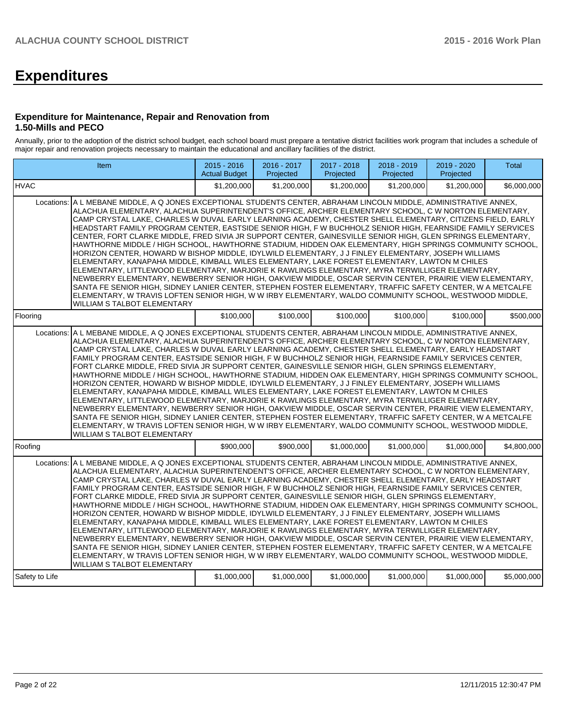# Expenditures

### Expenditure for Maintenance, Repair and Renovation from 1.50-Mills and PECO

Annually, prior to the adoption of the district school budget, each school board must prepare a tentative district facilities work program that includes a schedule of major repair and renovation projects necessary to maintain the educational and ancillary facilities of the district.

| Item | | 2015 - 2016 Actual Budget | 2016 - 2017 Projected | 2017 - 2018 Projected | 2018 - 2019 Projected | 2019 - 2020 Projected | Total |
|---|---|---|---|---|---|---|---|
| HVAC | | $1,200,000 | $1,200,000 | $1,200,000 | $1,200,000 | $1,200,000 | $6,000,000 |
| | Locations: | A L MEBANE MIDDLE, A Q JONES EXCEPTIONAL STUDENTS CENTER, ABRAHAM LINCOLN MIDDLE, ADMINISTRATIVE ANNEX, ALACHUA ELEMENTARY, ALACHUA SUPERINTENDENT'S OFFICE, ARCHER ELEMENTARY SCHOOL, C W NORTON ELEMENTARY, CAMP CRYSTAL LAKE, CHARLES W DUVAL EARLY LEARNING ACADEMY, CHESTER SHELL ELEMENTARY, CITIZENS FIELD, EARLY HEADSTART FAMILY PROGRAM CENTER, EASTSIDE SENIOR HIGH, F W BUCHHOLZ SENIOR HIGH, FEARNSIDE FAMILY SERVICES CENTER, FORT CLARKE MIDDLE, FRED SIVIA JR SUPPORT CENTER, GAINESVILLE SENIOR HIGH, GLEN SPRINGS ELEMENTARY, HAWTHORNE MIDDLE / HIGH SCHOOL, HAWTHORNE STADIUM, HIDDEN OAK ELEMENTARY, HIGH SPRINGS COMMUNITY SCHOOL, HORIZON CENTER, HOWARD W BISHOP MIDDLE, IDYLWILD ELEMENTARY, J J FINLEY ELEMENTARY, JOSEPH WILLIAMS ELEMENTARY, KANAPAHA MIDDLE, KIMBALL WILES ELEMENTARY, LAKE FOREST ELEMENTARY, LAWTON M CHILES ELEMENTARY, LITTLEWOOD ELEMENTARY, MARJORIE K RAWLINGS ELEMENTARY, MYRA TERWILLIGER ELEMENTARY, NEWBERRY ELEMENTARY, NEWBERRY SENIOR HIGH, OAKVIEW MIDDLE, OSCAR SERVIN CENTER, PRAIRIE VIEW ELEMENTARY, SANTA FE SENIOR HIGH, SIDNEY LANIER CENTER, STEPHEN FOSTER ELEMENTARY, TRAFFIC SAFETY CENTER, W A METCALFE ELEMENTARY, W TRAVIS LOFTEN SENIOR HIGH, W W IRBY ELEMENTARY, WALDO COMMUNITY SCHOOL, WESTWOOD MIDDLE, WILLIAM S TALBOT ELEMENTARY | | | | | | |
| Flooring | | $100,000 | $100,000 | $100,000 | $100,000 | $100,000 | $500,000 |
| | Locations: | A L MEBANE MIDDLE, A Q JONES EXCEPTIONAL STUDENTS CENTER, ABRAHAM LINCOLN MIDDLE, ADMINISTRATIVE ANNEX, ALACHUA ELEMENTARY, ALACHUA SUPERINTENDENT'S OFFICE, ARCHER ELEMENTARY SCHOOL, C W NORTON ELEMENTARY, CAMP CRYSTAL LAKE, CHARLES W DUVAL EARLY LEARNING ACADEMY, CHESTER SHELL ELEMENTARY, EARLY HEADSTART FAMILY PROGRAM CENTER, EASTSIDE SENIOR HIGH, F W BUCHHOLZ SENIOR HIGH, FEARNSIDE FAMILY SERVICES CENTER, FORT CLARKE MIDDLE, FRED SIVIA JR SUPPORT CENTER, GAINESVILLE SENIOR HIGH, GLEN SPRINGS ELEMENTARY, HAWTHORNE MIDDLE / HIGH SCHOOL, HAWTHORNE STADIUM, HIDDEN OAK ELEMENTARY, HIGH SPRINGS COMMUNITY SCHOOL, HORIZON CENTER, HOWARD W BISHOP MIDDLE, IDYLWILD ELEMENTARY, J J FINLEY ELEMENTARY, JOSEPH WILLIAMS ELEMENTARY, KANAPAHA MIDDLE, KIMBALL WILES ELEMENTARY, LAKE FOREST ELEMENTARY, LAWTON M CHILES ELEMENTARY, LITTLEWOOD ELEMENTARY, MARJORIE K RAWLINGS ELEMENTARY, MYRA TERWILLIGER ELEMENTARY, NEWBERRY ELEMENTARY, NEWBERRY SENIOR HIGH, OAKVIEW MIDDLE, OSCAR SERVIN CENTER, PRAIRIE VIEW ELEMENTARY, SANTA FE SENIOR HIGH, SIDNEY LANIER CENTER, STEPHEN FOSTER ELEMENTARY, TRAFFIC SAFETY CENTER, W A METCALFE ELEMENTARY, W TRAVIS LOFTEN SENIOR HIGH, W W IRBY ELEMENTARY, WALDO COMMUNITY SCHOOL, WESTWOOD MIDDLE, WILLIAM S TALBOT ELEMENTARY | | | | | | |
| Roofing | | $900,000 | $900,000 | $1,000,000 | $1,000,000 | $1,000,000 | $4,800,000 |
| | Locations: | A L MEBANE MIDDLE, A Q JONES EXCEPTIONAL STUDENTS CENTER, ABRAHAM LINCOLN MIDDLE, ADMINISTRATIVE ANNEX, ALACHUA ELEMENTARY, ALACHUA SUPERINTENDENT'S OFFICE, ARCHER ELEMENTARY SCHOOL, C W NORTON ELEMENTARY, CAMP CRYSTAL LAKE, CHARLES W DUVAL EARLY LEARNING ACADEMY, CHESTER SHELL ELEMENTARY, EARLY HEADSTART FAMILY PROGRAM CENTER, EASTSIDE SENIOR HIGH, F W BUCHHOLZ SENIOR HIGH, FEARNSIDE FAMILY SERVICES CENTER, FORT CLARKE MIDDLE, FRED SIVIA JR SUPPORT CENTER, GAINESVILLE SENIOR HIGH, GLEN SPRINGS ELEMENTARY, HAWTHORNE MIDDLE / HIGH SCHOOL, HAWTHORNE STADIUM, HIDDEN OAK ELEMENTARY, HIGH SPRINGS COMMUNITY SCHOOL, HORIZON CENTER, HOWARD W BISHOP MIDDLE, IDYLWILD ELEMENTARY, J J FINLEY ELEMENTARY, JOSEPH WILLIAMS ELEMENTARY, KANAPAHA MIDDLE, KIMBALL WILES ELEMENTARY, LAKE FOREST ELEMENTARY, LAWTON M CHILES ELEMENTARY, LITTLEWOOD ELEMENTARY, MARJORIE K RAWLINGS ELEMENTARY, MYRA TERWILLIGER ELEMENTARY, NEWBERRY ELEMENTARY, NEWBERRY SENIOR HIGH, OAKVIEW MIDDLE, OSCAR SERVIN CENTER, PRAIRIE VIEW ELEMENTARY, SANTA FE SENIOR HIGH, SIDNEY LANIER CENTER, STEPHEN FOSTER ELEMENTARY, TRAFFIC SAFETY CENTER, W A METCALFE ELEMENTARY, W TRAVIS LOFTEN SENIOR HIGH, W W IRBY ELEMENTARY, WALDO COMMUNITY SCHOOL, WESTWOOD MIDDLE, WILLIAM S TALBOT ELEMENTARY | | | | | | |
| Safety to Life | | $1,000,000 | $1,000,000 | $1,000,000 | $1,000,000 | $1,000,000 | $5,000,000 |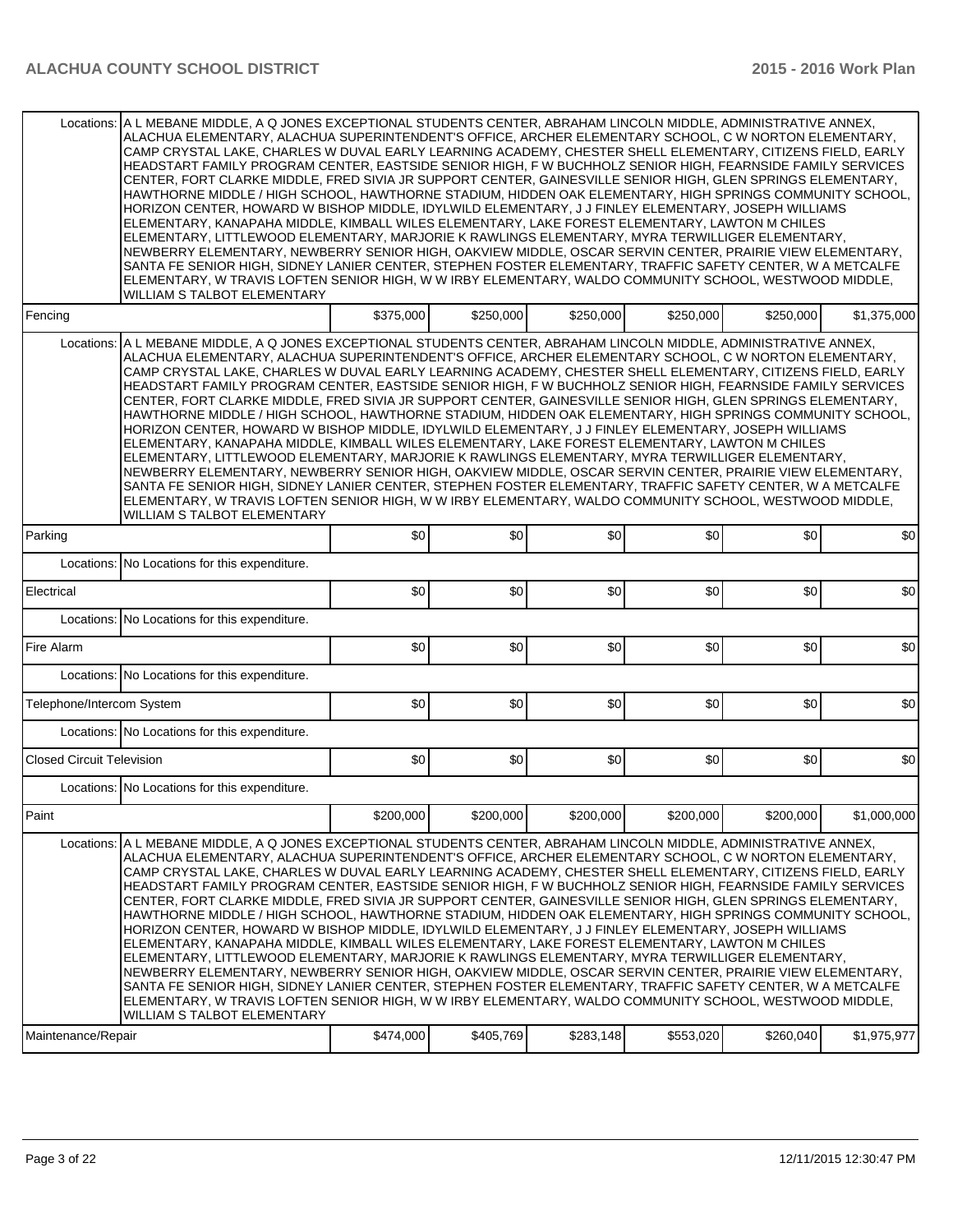| | | | | | | |
|---|---|---|---|---|---|---|
| Locations: | A L MEBANE MIDDLE, A Q JONES EXCEPTIONAL STUDENTS CENTER, ABRAHAM LINCOLN MIDDLE, ADMINISTRATIVE ANNEX, ALACHUA ELEMENTARY, ALACHUA SUPERINTENDENT'S OFFICE, ARCHER ELEMENTARY SCHOOL, C W NORTON ELEMENTARY, CAMP CRYSTAL LAKE, CHARLES W DUVAL EARLY LEARNING ACADEMY, CHESTER SHELL ELEMENTARY, CITIZENS FIELD, EARLY HEADSTART FAMILY PROGRAM CENTER, EASTSIDE SENIOR HIGH, F W BUCHHOLZ SENIOR HIGH, FEARNSIDE FAMILY SERVICES CENTER, FORT CLARKE MIDDLE, FRED SIVIA JR SUPPORT CENTER, GAINESVILLE SENIOR HIGH, GLEN SPRINGS ELEMENTARY, HAWTHORNE MIDDLE / HIGH SCHOOL, HAWTHORNE STADIUM, HIDDEN OAK ELEMENTARY, HIGH SPRINGS COMMUNITY SCHOOL, HORIZON CENTER, HOWARD W BISHOP MIDDLE, IDYLWILD ELEMENTARY, J J FINLEY ELEMENTARY, JOSEPH WILLIAMS ELEMENTARY, KANAPAHA MIDDLE, KIMBALL WILES ELEMENTARY, LAKE FOREST ELEMENTARY, LAWTON M CHILES ELEMENTARY, LITTLEWOOD ELEMENTARY, MARJORIE K RAWLINGS ELEMENTARY, MYRA TERWILLIGER ELEMENTARY, NEWBERRY ELEMENTARY, NEWBERRY SENIOR HIGH, OAKVIEW MIDDLE, OSCAR SERVIN CENTER, PRAIRIE VIEW ELEMENTARY, SANTA FE SENIOR HIGH, SIDNEY LANIER CENTER, STEPHEN FOSTER ELEMENTARY, TRAFFIC SAFETY CENTER, W A METCALFE ELEMENTARY, W TRAVIS LOFTEN SENIOR HIGH, W W IRBY ELEMENTARY, WALDO COMMUNITY SCHOOL, WESTWOOD MIDDLE, WILLIAM S TALBOT ELEMENTARY | | | | | |
| Fencing | | $375,000 | $250,000 | $250,000 | $250,000 | $250,000 | $1,375,000 |
| Locations: | A L MEBANE MIDDLE, A Q JONES EXCEPTIONAL STUDENTS CENTER, ABRAHAM LINCOLN MIDDLE, ADMINISTRATIVE ANNEX, ALACHUA ELEMENTARY, ALACHUA SUPERINTENDENT'S OFFICE, ARCHER ELEMENTARY SCHOOL, C W NORTON ELEMENTARY, CAMP CRYSTAL LAKE, CHARLES W DUVAL EARLY LEARNING ACADEMY, CHESTER SHELL ELEMENTARY, CITIZENS FIELD, EARLY HEADSTART FAMILY PROGRAM CENTER, EASTSIDE SENIOR HIGH, F W BUCHHOLZ SENIOR HIGH, FEARNSIDE FAMILY SERVICES CENTER, FORT CLARKE MIDDLE, FRED SIVIA JR SUPPORT CENTER, GAINESVILLE SENIOR HIGH, GLEN SPRINGS ELEMENTARY, HAWTHORNE MIDDLE / HIGH SCHOOL, HAWTHORNE STADIUM, HIDDEN OAK ELEMENTARY, HIGH SPRINGS COMMUNITY SCHOOL, HORIZON CENTER, HOWARD W BISHOP MIDDLE, IDYLWILD ELEMENTARY, J J FINLEY ELEMENTARY, JOSEPH WILLIAMS ELEMENTARY, KANAPAHA MIDDLE, KIMBALL WILES ELEMENTARY, LAKE FOREST ELEMENTARY, LAWTON M CHILES ELEMENTARY, LITTLEWOOD ELEMENTARY, MARJORIE K RAWLINGS ELEMENTARY, MYRA TERWILLIGER ELEMENTARY, NEWBERRY ELEMENTARY, NEWBERRY SENIOR HIGH, OAKVIEW MIDDLE, OSCAR SERVIN CENTER, PRAIRIE VIEW ELEMENTARY, SANTA FE SENIOR HIGH, SIDNEY LANIER CENTER, STEPHEN FOSTER ELEMENTARY, TRAFFIC SAFETY CENTER, W A METCALFE ELEMENTARY, W TRAVIS LOFTEN SENIOR HIGH, W W IRBY ELEMENTARY, WALDO COMMUNITY SCHOOL, WESTWOOD MIDDLE, WILLIAM S TALBOT ELEMENTARY | | | | | |
| Parking | | $0 | $0 | $0 | $0 | $0 | $0 |
| Locations: | No Locations for this expenditure. | | | | | |
| Electrical | | $0 | $0 | $0 | $0 | $0 | $0 |
| Locations: | No Locations for this expenditure. | | | | | |
| Fire Alarm | | $0 | $0 | $0 | $0 | $0 | $0 |
| Locations: | No Locations for this expenditure. | | | | | |
| Telephone/Intercom System | | $0 | $0 | $0 | $0 | $0 | $0 |
| Locations: | No Locations for this expenditure. | | | | | |
| Closed Circuit Television | | $0 | $0 | $0 | $0 | $0 | $0 |
| Locations: | No Locations for this expenditure. | | | | | |
| Paint | | $200,000 | $200,000 | $200,000 | $200,000 | $200,000 | $1,000,000 |
| Locations: | A L MEBANE MIDDLE, A Q JONES EXCEPTIONAL STUDENTS CENTER, ABRAHAM LINCOLN MIDDLE, ADMINISTRATIVE ANNEX, ALACHUA ELEMENTARY, ALACHUA SUPERINTENDENT'S OFFICE, ARCHER ELEMENTARY SCHOOL, C W NORTON ELEMENTARY, CAMP CRYSTAL LAKE, CHARLES W DUVAL EARLY LEARNING ACADEMY, CHESTER SHELL ELEMENTARY, CITIZENS FIELD, EARLY HEADSTART FAMILY PROGRAM CENTER, EASTSIDE SENIOR HIGH, F W BUCHHOLZ SENIOR HIGH, FEARNSIDE FAMILY SERVICES CENTER, FORT CLARKE MIDDLE, FRED SIVIA JR SUPPORT CENTER, GAINESVILLE SENIOR HIGH, GLEN SPRINGS ELEMENTARY, HAWTHORNE MIDDLE / HIGH SCHOOL, HAWTHORNE STADIUM, HIDDEN OAK ELEMENTARY, HIGH SPRINGS COMMUNITY SCHOOL, HORIZON CENTER, HOWARD W BISHOP MIDDLE, IDYLWILD ELEMENTARY, J J FINLEY ELEMENTARY, JOSEPH WILLIAMS ELEMENTARY, KANAPAHA MIDDLE, KIMBALL WILES ELEMENTARY, LAKE FOREST ELEMENTARY, LAWTON M CHILES ELEMENTARY, LITTLEWOOD ELEMENTARY, MARJORIE K RAWLINGS ELEMENTARY, MYRA TERWILLIGER ELEMENTARY, NEWBERRY ELEMENTARY, NEWBERRY SENIOR HIGH, OAKVIEW MIDDLE, OSCAR SERVIN CENTER, PRAIRIE VIEW ELEMENTARY, SANTA FE SENIOR HIGH, SIDNEY LANIER CENTER, STEPHEN FOSTER ELEMENTARY, TRAFFIC SAFETY CENTER, W A METCALFE ELEMENTARY, W TRAVIS LOFTEN SENIOR HIGH, W W IRBY ELEMENTARY, WALDO COMMUNITY SCHOOL, WESTWOOD MIDDLE, WILLIAM S TALBOT ELEMENTARY | | | | | |
| Maintenance/Repair | | $474,000 | $405,769 | $283,148 | $553,020 | $260,040 | $1,975,977 |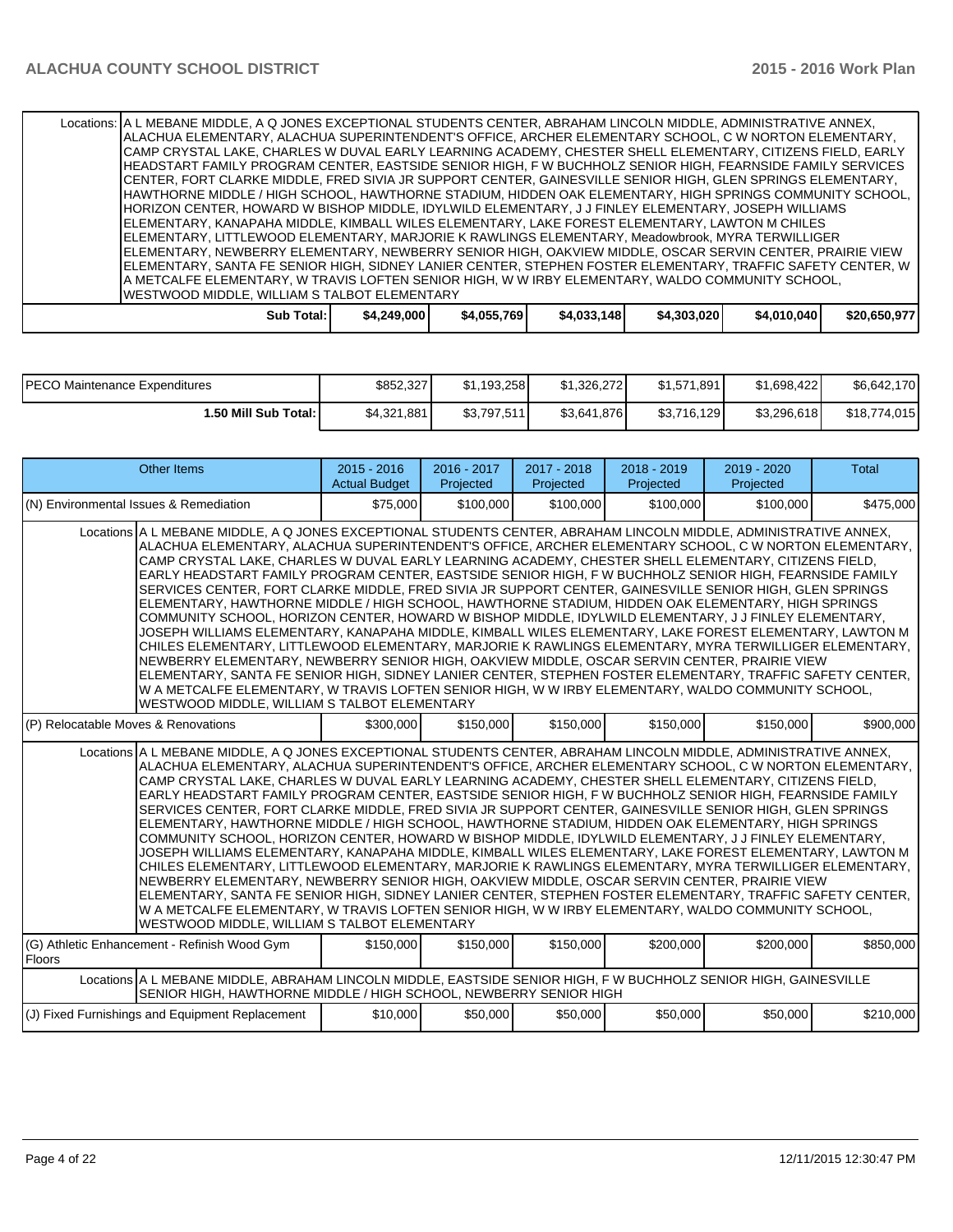| | | | | | | |
|---|---|---|---|---|---|---|
| Locations: | A L MEBANE MIDDLE, A Q JONES EXCEPTIONAL STUDENTS CENTER, ABRAHAM LINCOLN MIDDLE, ADMINISTRATIVE ANNEX, ALACHUA ELEMENTARY, ALACHUA SUPERINTENDENT'S OFFICE, ARCHER ELEMENTARY SCHOOL, C W NORTON ELEMENTARY, CAMP CRYSTAL LAKE, CHARLES W DUVAL EARLY LEARNING ACADEMY, CHESTER SHELL ELEMENTARY, CITIZENS FIELD, EARLY HEADSTART FAMILY PROGRAM CENTER, EASTSIDE SENIOR HIGH, F W BUCHHOLZ SENIOR HIGH, FEARNSIDE FAMILY SERVICES CENTER, FORT CLARKE MIDDLE, FRED SIVIA JR SUPPORT CENTER, GAINESVILLE SENIOR HIGH, GLEN SPRINGS ELEMENTARY, HAWTHORNE MIDDLE / HIGH SCHOOL, HAWTHORNE STADIUM, HIDDEN OAK ELEMENTARY, HIGH SPRINGS COMMUNITY SCHOOL, HORIZON CENTER, HOWARD W BISHOP MIDDLE, IDYLWILD ELEMENTARY, J J FINLEY ELEMENTARY, JOSEPH WILLIAMS ELEMENTARY, KANAPAHA MIDDLE, KIMBALL WILES ELEMENTARY, LAKE FOREST ELEMENTARY, LAWTON M CHILES ELEMENTARY, LITTLEWOOD ELEMENTARY, MARJORIE K RAWLINGS ELEMENTARY, Meadowbrook, MYRA TERWILLIGER ELEMENTARY, NEWBERRY ELEMENTARY, NEWBERRY SENIOR HIGH, OAKVIEW MIDDLE, OSCAR SERVIN CENTER, PRAIRIE VIEW ELEMENTARY, SANTA FE SENIOR HIGH, SIDNEY LANIER CENTER, STEPHEN FOSTER ELEMENTARY, TRAFFIC SAFETY CENTER, W A METCALFE ELEMENTARY, W TRAVIS LOFTEN SENIOR HIGH, W W IRBY ELEMENTARY, WALDO COMMUNITY SCHOOL, WESTWOOD MIDDLE, WILLIAM S TALBOT ELEMENTARY | | | | | |
| **Sub Total:** | **$4,249,000** | **$4,055,769** | **$4,033,148** | **$4,303,020** | **$4,010,040** | **$20,650,977** |

| | | | | | | |
|---|---|---|---|---|---|---|
| PECO Maintenance Expenditures | $852,327 | $1,193,258 | $1,326,272 | $1,571,891 | $1,698,422 | $6,642,170 |
| **1.50 Mill Sub Total:** | $4,321,881 | $3,797,511 | $3,641,876 | $3,716,129 | $3,296,618 | $18,774,015 |

| Other Items | 2015 - 2016 Actual Budget | 2016 - 2017 Projected | 2017 - 2018 Projected | 2018 - 2019 Projected | 2019 - 2020 Projected | Total |
|---|---|---|---|---|---|---|
| (N) Environmental Issues & Remediation | $75,000 | $100,000 | $100,000 | $100,000 | $100,000 | $475,000 |
| Locations | A L MEBANE MIDDLE, A Q JONES EXCEPTIONAL STUDENTS CENTER, ABRAHAM LINCOLN MIDDLE, ADMINISTRATIVE ANNEX, ALACHUA ELEMENTARY, ALACHUA SUPERINTENDENT'S OFFICE, ARCHER ELEMENTARY SCHOOL, C W NORTON ELEMENTARY, CAMP CRYSTAL LAKE, CHARLES W DUVAL EARLY LEARNING ACADEMY, CHESTER SHELL ELEMENTARY, CITIZENS FIELD, EARLY HEADSTART FAMILY PROGRAM CENTER, EASTSIDE SENIOR HIGH, F W BUCHHOLZ SENIOR HIGH, FEARNSIDE FAMILY SERVICES CENTER, FORT CLARKE MIDDLE, FRED SIVIA JR SUPPORT CENTER, GAINESVILLE SENIOR HIGH, GLEN SPRINGS ELEMENTARY, HAWTHORNE MIDDLE / HIGH SCHOOL, HAWTHORNE STADIUM, HIDDEN OAK ELEMENTARY, HIGH SPRINGS COMMUNITY SCHOOL, HORIZON CENTER, HOWARD W BISHOP MIDDLE, IDYLWILD ELEMENTARY, J J FINLEY ELEMENTARY, JOSEPH WILLIAMS ELEMENTARY, KANAPAHA MIDDLE, KIMBALL WILES ELEMENTARY, LAKE FOREST ELEMENTARY, LAWTON M CHILES ELEMENTARY, LITTLEWOOD ELEMENTARY, MARJORIE K RAWLINGS ELEMENTARY, MYRA TERWILLIGER ELEMENTARY, NEWBERRY ELEMENTARY, NEWBERRY SENIOR HIGH, OAKVIEW MIDDLE, OSCAR SERVIN CENTER, PRAIRIE VIEW ELEMENTARY, SANTA FE SENIOR HIGH, SIDNEY LANIER CENTER, STEPHEN FOSTER ELEMENTARY, TRAFFIC SAFETY CENTER, W A METCALFE ELEMENTARY, W TRAVIS LOFTEN SENIOR HIGH, W W IRBY ELEMENTARY, WALDO COMMUNITY SCHOOL, WESTWOOD MIDDLE, WILLIAM S TALBOT ELEMENTARY | | | | | |
| (P) Relocatable Moves & Renovations | $300,000 | $150,000 | $150,000 | $150,000 | $150,000 | $900,000 |
| Locations | A L MEBANE MIDDLE, A Q JONES EXCEPTIONAL STUDENTS CENTER, ABRAHAM LINCOLN MIDDLE, ADMINISTRATIVE ANNEX, ALACHUA ELEMENTARY, ALACHUA SUPERINTENDENT'S OFFICE, ARCHER ELEMENTARY SCHOOL, C W NORTON ELEMENTARY, CAMP CRYSTAL LAKE, CHARLES W DUVAL EARLY LEARNING ACADEMY, CHESTER SHELL ELEMENTARY, CITIZENS FIELD, EARLY HEADSTART FAMILY PROGRAM CENTER, EASTSIDE SENIOR HIGH, F W BUCHHOLZ SENIOR HIGH, FEARNSIDE FAMILY SERVICES CENTER, FORT CLARKE MIDDLE, FRED SIVIA JR SUPPORT CENTER, GAINESVILLE SENIOR HIGH, GLEN SPRINGS ELEMENTARY, HAWTHORNE MIDDLE / HIGH SCHOOL, HAWTHORNE STADIUM, HIDDEN OAK ELEMENTARY, HIGH SPRINGS COMMUNITY SCHOOL, HORIZON CENTER, HOWARD W BISHOP MIDDLE, IDYLWILD ELEMENTARY, J J FINLEY ELEMENTARY, JOSEPH WILLIAMS ELEMENTARY, KANAPAHA MIDDLE, KIMBALL WILES ELEMENTARY, LAKE FOREST ELEMENTARY, LAWTON M CHILES ELEMENTARY, LITTLEWOOD ELEMENTARY, MARJORIE K RAWLINGS ELEMENTARY, MYRA TERWILLIGER ELEMENTARY, NEWBERRY ELEMENTARY, NEWBERRY SENIOR HIGH, OAKVIEW MIDDLE, OSCAR SERVIN CENTER, PRAIRIE VIEW ELEMENTARY, SANTA FE SENIOR HIGH, SIDNEY LANIER CENTER, STEPHEN FOSTER ELEMENTARY, TRAFFIC SAFETY CENTER, W A METCALFE ELEMENTARY, W TRAVIS LOFTEN SENIOR HIGH, W W IRBY ELEMENTARY, WALDO COMMUNITY SCHOOL, WESTWOOD MIDDLE, WILLIAM S TALBOT ELEMENTARY | | | | | |
| (G) Athletic Enhancement - Refinish Wood Gym Floors | $150,000 | $150,000 | $150,000 | $200,000 | $200,000 | $850,000 |
| Locations | A L MEBANE MIDDLE, ABRAHAM LINCOLN MIDDLE, EASTSIDE SENIOR HIGH, F W BUCHHOLZ SENIOR HIGH, GAINESVILLE SENIOR HIGH, HAWTHORNE MIDDLE / HIGH SCHOOL, NEWBERRY SENIOR HIGH | | | | | |
| (J) Fixed Furnishings and Equipment Replacement | $10,000 | $50,000 | $50,000 | $50,000 | $50,000 | $210,000 |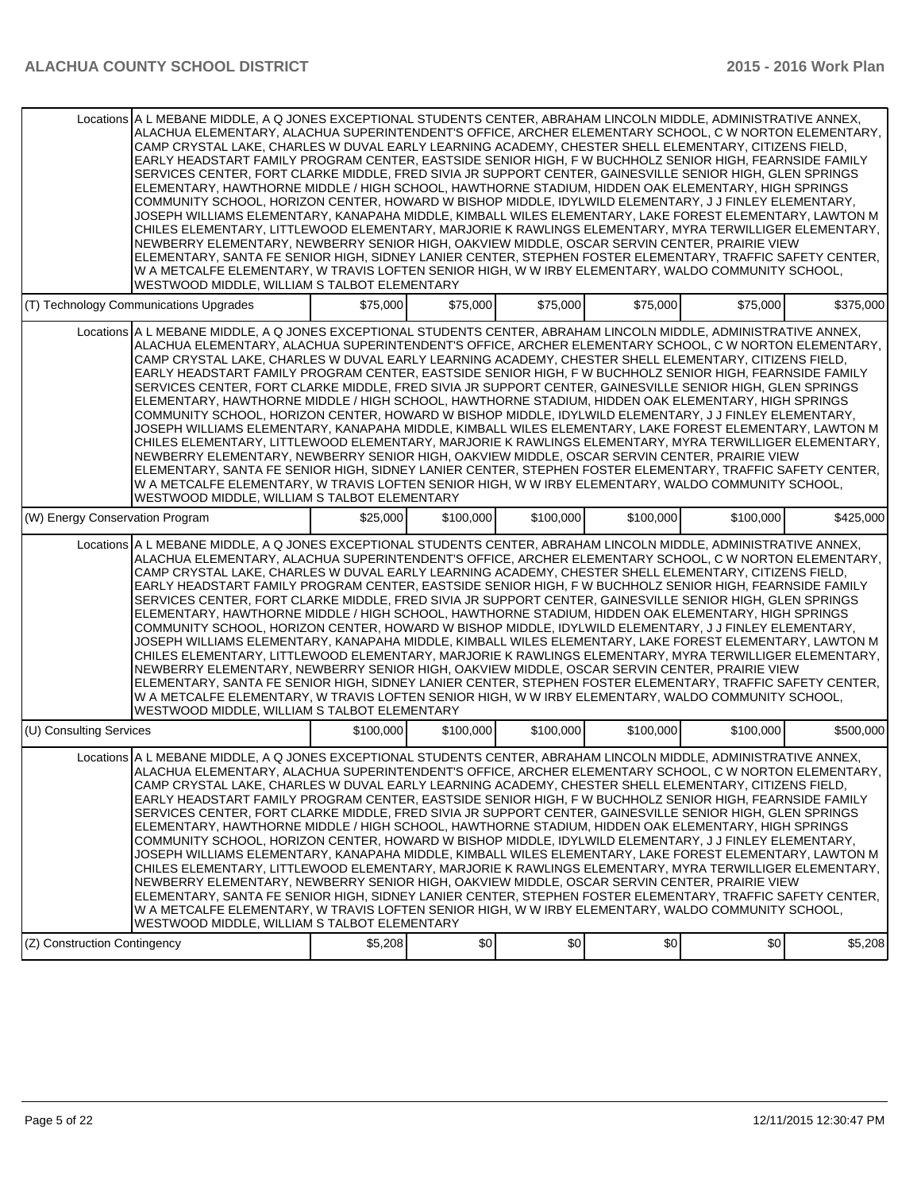| | | | | | | |
|---|---|---|---|---|---|---|
| Locations | A L MEBANE MIDDLE, A Q JONES EXCEPTIONAL STUDENTS CENTER, ABRAHAM LINCOLN MIDDLE, ADMINISTRATIVE ANNEX, ALACHUA ELEMENTARY, ALACHUA SUPERINTENDENT'S OFFICE, ARCHER ELEMENTARY SCHOOL, C W NORTON ELEMENTARY, CAMP CRYSTAL LAKE, CHARLES W DUVAL EARLY LEARNING ACADEMY, CHESTER SHELL ELEMENTARY, CITIZENS FIELD, EARLY HEADSTART FAMILY PROGRAM CENTER, EASTSIDE SENIOR HIGH, F W BUCHHOLZ SENIOR HIGH, FEARNSIDE FAMILY SERVICES CENTER, FORT CLARKE MIDDLE, FRED SIVIA JR SUPPORT CENTER, GAINESVILLE SENIOR HIGH, GLEN SPRINGS ELEMENTARY, HAWTHORNE MIDDLE / HIGH SCHOOL, HAWTHORNE STADIUM, HIDDEN OAK ELEMENTARY, HIGH SPRINGS COMMUNITY SCHOOL, HORIZON CENTER, HOWARD W BISHOP MIDDLE, IDYLWILD ELEMENTARY, J J FINLEY ELEMENTARY, JOSEPH WILLIAMS ELEMENTARY, KANAPAHA MIDDLE, KIMBALL WILES ELEMENTARY, LAKE FOREST ELEMENTARY, LAWTON M CHILES ELEMENTARY, LITTLEWOOD ELEMENTARY, MARJORIE K RAWLINGS ELEMENTARY, MYRA TERWILLIGER ELEMENTARY, NEWBERRY ELEMENTARY, NEWBERRY SENIOR HIGH, OAKVIEW MIDDLE, OSCAR SERVIN CENTER, PRAIRIE VIEW ELEMENTARY, SANTA FE SENIOR HIGH, SIDNEY LANIER CENTER, STEPHEN FOSTER ELEMENTARY, TRAFFIC SAFETY CENTER, W A METCALFE ELEMENTARY, W TRAVIS LOFTEN SENIOR HIGH, W W IRBY ELEMENTARY, WALDO COMMUNITY SCHOOL, WESTWOOD MIDDLE, WILLIAM S TALBOT ELEMENTARY | | | | | |
| (T) Technology Communications Upgrades | | $75,000 | $75,000 | $75,000 | $75,000 | $75,000 | $375,000 |
| Locations | A L MEBANE MIDDLE, A Q JONES EXCEPTIONAL STUDENTS CENTER, ABRAHAM LINCOLN MIDDLE, ADMINISTRATIVE ANNEX, ALACHUA ELEMENTARY, ALACHUA SUPERINTENDENT'S OFFICE, ARCHER ELEMENTARY SCHOOL, C W NORTON ELEMENTARY, CAMP CRYSTAL LAKE, CHARLES W DUVAL EARLY LEARNING ACADEMY, CHESTER SHELL ELEMENTARY, CITIZENS FIELD, EARLY HEADSTART FAMILY PROGRAM CENTER, EASTSIDE SENIOR HIGH, F W BUCHHOLZ SENIOR HIGH, FEARNSIDE FAMILY SERVICES CENTER, FORT CLARKE MIDDLE, FRED SIVIA JR SUPPORT CENTER, GAINESVILLE SENIOR HIGH, GLEN SPRINGS ELEMENTARY, HAWTHORNE MIDDLE / HIGH SCHOOL, HAWTHORNE STADIUM, HIDDEN OAK ELEMENTARY, HIGH SPRINGS COMMUNITY SCHOOL, HORIZON CENTER, HOWARD W BISHOP MIDDLE, IDYLWILD ELEMENTARY, J J FINLEY ELEMENTARY, JOSEPH WILLIAMS ELEMENTARY, KANAPAHA MIDDLE, KIMBALL WILES ELEMENTARY, LAKE FOREST ELEMENTARY, LAWTON M CHILES ELEMENTARY, LITTLEWOOD ELEMENTARY, MARJORIE K RAWLINGS ELEMENTARY, MYRA TERWILLIGER ELEMENTARY, NEWBERRY ELEMENTARY, NEWBERRY SENIOR HIGH, OAKVIEW MIDDLE, OSCAR SERVIN CENTER, PRAIRIE VIEW ELEMENTARY, SANTA FE SENIOR HIGH, SIDNEY LANIER CENTER, STEPHEN FOSTER ELEMENTARY, TRAFFIC SAFETY CENTER, W A METCALFE ELEMENTARY, W TRAVIS LOFTEN SENIOR HIGH, W W IRBY ELEMENTARY, WALDO COMMUNITY SCHOOL, WESTWOOD MIDDLE, WILLIAM S TALBOT ELEMENTARY | | | | | |
| (W) Energy Conservation Program | | $25,000 | $100,000 | $100,000 | $100,000 | $100,000 | $425,000 |
| Locations | A L MEBANE MIDDLE, A Q JONES EXCEPTIONAL STUDENTS CENTER, ABRAHAM LINCOLN MIDDLE, ADMINISTRATIVE ANNEX, ALACHUA ELEMENTARY, ALACHUA SUPERINTENDENT'S OFFICE, ARCHER ELEMENTARY SCHOOL, C W NORTON ELEMENTARY, CAMP CRYSTAL LAKE, CHARLES W DUVAL EARLY LEARNING ACADEMY, CHESTER SHELL ELEMENTARY, CITIZENS FIELD, EARLY HEADSTART FAMILY PROGRAM CENTER, EASTSIDE SENIOR HIGH, F W BUCHHOLZ SENIOR HIGH, FEARNSIDE FAMILY SERVICES CENTER, FORT CLARKE MIDDLE, FRED SIVIA JR SUPPORT CENTER, GAINESVILLE SENIOR HIGH, GLEN SPRINGS ELEMENTARY, HAWTHORNE MIDDLE / HIGH SCHOOL, HAWTHORNE STADIUM, HIDDEN OAK ELEMENTARY, HIGH SPRINGS COMMUNITY SCHOOL, HORIZON CENTER, HOWARD W BISHOP MIDDLE, IDYLWILD ELEMENTARY, J J FINLEY ELEMENTARY, JOSEPH WILLIAMS ELEMENTARY, KANAPAHA MIDDLE, KIMBALL WILES ELEMENTARY, LAKE FOREST ELEMENTARY, LAWTON M CHILES ELEMENTARY, LITTLEWOOD ELEMENTARY, MARJORIE K RAWLINGS ELEMENTARY, MYRA TERWILLIGER ELEMENTARY, NEWBERRY ELEMENTARY, NEWBERRY SENIOR HIGH, OAKVIEW MIDDLE, OSCAR SERVIN CENTER, PRAIRIE VIEW ELEMENTARY, SANTA FE SENIOR HIGH, SIDNEY LANIER CENTER, STEPHEN FOSTER ELEMENTARY, TRAFFIC SAFETY CENTER, W A METCALFE ELEMENTARY, W TRAVIS LOFTEN SENIOR HIGH, W W IRBY ELEMENTARY, WALDO COMMUNITY SCHOOL, WESTWOOD MIDDLE, WILLIAM S TALBOT ELEMENTARY | | | | | |
| (U) Consulting Services | | $100,000 | $100,000 | $100,000 | $100,000 | $100,000 | $500,000 |
| Locations | A L MEBANE MIDDLE, A Q JONES EXCEPTIONAL STUDENTS CENTER, ABRAHAM LINCOLN MIDDLE, ADMINISTRATIVE ANNEX, ALACHUA ELEMENTARY, ALACHUA SUPERINTENDENT'S OFFICE, ARCHER ELEMENTARY SCHOOL, C W NORTON ELEMENTARY, CAMP CRYSTAL LAKE, CHARLES W DUVAL EARLY LEARNING ACADEMY, CHESTER SHELL ELEMENTARY, CITIZENS FIELD, EARLY HEADSTART FAMILY PROGRAM CENTER, EASTSIDE SENIOR HIGH, F W BUCHHOLZ SENIOR HIGH, FEARNSIDE FAMILY SERVICES CENTER, FORT CLARKE MIDDLE, FRED SIVIA JR SUPPORT CENTER, GAINESVILLE SENIOR HIGH, GLEN SPRINGS ELEMENTARY, HAWTHORNE MIDDLE / HIGH SCHOOL, HAWTHORNE STADIUM, HIDDEN OAK ELEMENTARY, HIGH SPRINGS COMMUNITY SCHOOL, HORIZON CENTER, HOWARD W BISHOP MIDDLE, IDYLWILD ELEMENTARY, J J FINLEY ELEMENTARY, JOSEPH WILLIAMS ELEMENTARY, KANAPAHA MIDDLE, KIMBALL WILES ELEMENTARY, LAKE FOREST ELEMENTARY, LAWTON M CHILES ELEMENTARY, LITTLEWOOD ELEMENTARY, MARJORIE K RAWLINGS ELEMENTARY, MYRA TERWILLIGER ELEMENTARY, NEWBERRY ELEMENTARY, NEWBERRY SENIOR HIGH, OAKVIEW MIDDLE, OSCAR SERVIN CENTER, PRAIRIE VIEW ELEMENTARY, SANTA FE SENIOR HIGH, SIDNEY LANIER CENTER, STEPHEN FOSTER ELEMENTARY, TRAFFIC SAFETY CENTER, W A METCALFE ELEMENTARY, W TRAVIS LOFTEN SENIOR HIGH, W W IRBY ELEMENTARY, WALDO COMMUNITY SCHOOL, WESTWOOD MIDDLE, WILLIAM S TALBOT ELEMENTARY | | | | | |
| (Z) Construction Contingency | | $5,208 | $0 | $0 | $0 | $0 | $5,208 |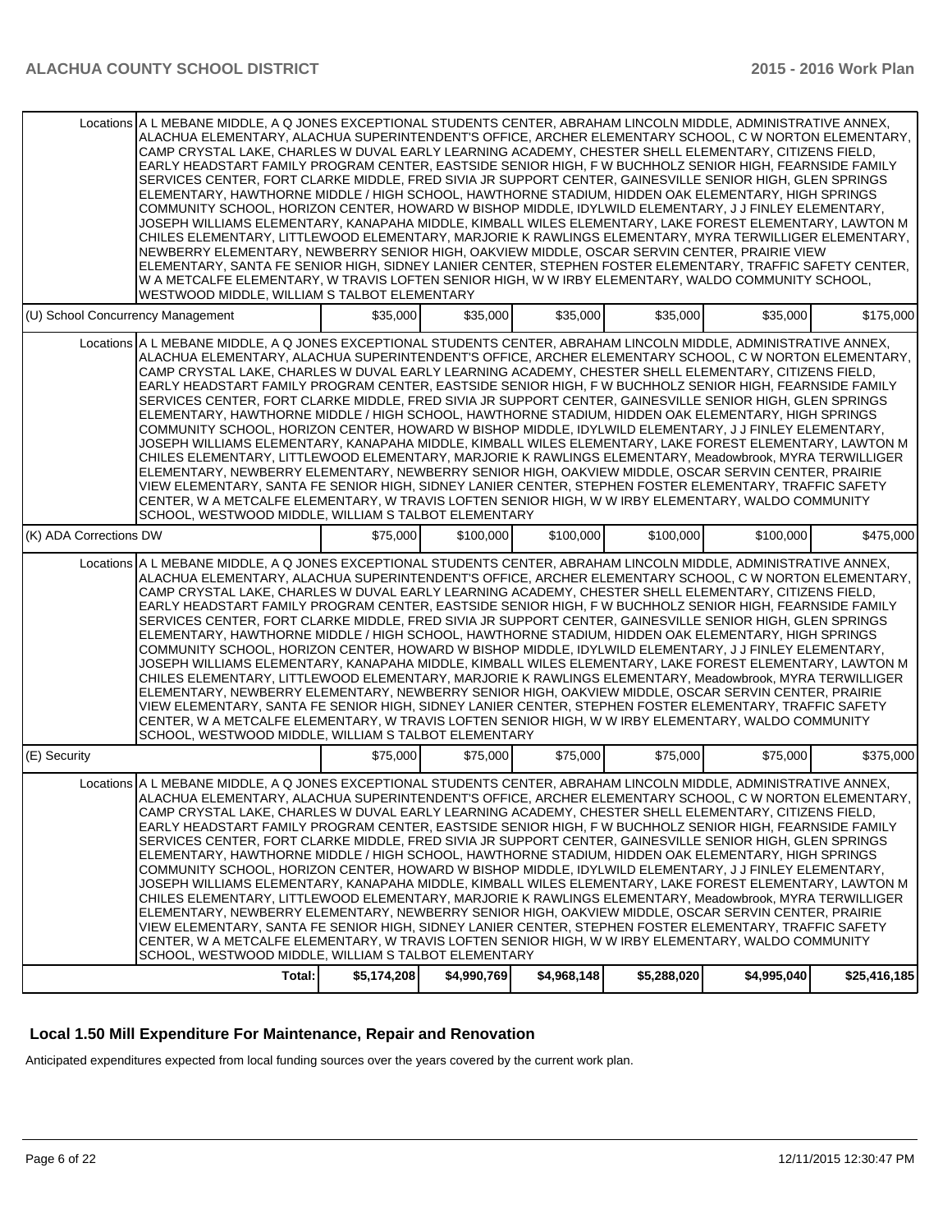| | | | | | | |
|---|---|---|---|---|---|---|
| Locations | A L MEBANE MIDDLE, A Q JONES EXCEPTIONAL STUDENTS CENTER, ABRAHAM LINCOLN MIDDLE, ADMINISTRATIVE ANNEX, ALACHUA ELEMENTARY, ALACHUA SUPERINTENDENT'S OFFICE, ARCHER ELEMENTARY SCHOOL, C W NORTON ELEMENTARY, CAMP CRYSTAL LAKE, CHARLES W DUVAL EARLY LEARNING ACADEMY, CHESTER SHELL ELEMENTARY, CITIZENS FIELD, EARLY HEADSTART FAMILY PROGRAM CENTER, EASTSIDE SENIOR HIGH, F W BUCHHOLZ SENIOR HIGH, FEARNSIDE FAMILY SERVICES CENTER, FORT CLARKE MIDDLE, FRED SIVIA JR SUPPORT CENTER, GAINESVILLE SENIOR HIGH, GLEN SPRINGS ELEMENTARY, HAWTHORNE MIDDLE / HIGH SCHOOL, HAWTHORNE STADIUM, HIDDEN OAK ELEMENTARY, HIGH SPRINGS COMMUNITY SCHOOL, HORIZON CENTER, HOWARD W BISHOP MIDDLE, IDYLWILD ELEMENTARY, J J FINLEY ELEMENTARY, JOSEPH WILLIAMS ELEMENTARY, KANAPAHA MIDDLE, KIMBALL WILES ELEMENTARY, LAKE FOREST ELEMENTARY, LAWTON M CHILES ELEMENTARY, LITTLEWOOD ELEMENTARY, MARJORIE K RAWLINGS ELEMENTARY, MYRA TERWILLIGER ELEMENTARY, NEWBERRY ELEMENTARY, NEWBERRY SENIOR HIGH, OAKVIEW MIDDLE, OSCAR SERVIN CENTER, PRAIRIE VIEW ELEMENTARY, SANTA FE SENIOR HIGH, SIDNEY LANIER CENTER, STEPHEN FOSTER ELEMENTARY, TRAFFIC SAFETY CENTER, W A METCALFE ELEMENTARY, W TRAVIS LOFTEN SENIOR HIGH, W W IRBY ELEMENTARY, WALDO COMMUNITY SCHOOL, WESTWOOD MIDDLE, WILLIAM S TALBOT ELEMENTARY | | | | | |
| (U) School Concurrency Management | | $35,000 | $35,000 | $35,000 | $35,000 | $35,000 | $175,000 |
| Locations | A L MEBANE MIDDLE, A Q JONES EXCEPTIONAL STUDENTS CENTER, ABRAHAM LINCOLN MIDDLE, ADMINISTRATIVE ANNEX, ALACHUA ELEMENTARY, ALACHUA SUPERINTENDENT'S OFFICE, ARCHER ELEMENTARY SCHOOL, C W NORTON ELEMENTARY, CAMP CRYSTAL LAKE, CHARLES W DUVAL EARLY LEARNING ACADEMY, CHESTER SHELL ELEMENTARY, CITIZENS FIELD, EARLY HEADSTART FAMILY PROGRAM CENTER, EASTSIDE SENIOR HIGH, F W BUCHHOLZ SENIOR HIGH, FEARNSIDE FAMILY SERVICES CENTER, FORT CLARKE MIDDLE, FRED SIVIA JR SUPPORT CENTER, GAINESVILLE SENIOR HIGH, GLEN SPRINGS ELEMENTARY, HAWTHORNE MIDDLE / HIGH SCHOOL, HAWTHORNE STADIUM, HIDDEN OAK ELEMENTARY, HIGH SPRINGS COMMUNITY SCHOOL, HORIZON CENTER, HOWARD W BISHOP MIDDLE, IDYLWILD ELEMENTARY, J J FINLEY ELEMENTARY, JOSEPH WILLIAMS ELEMENTARY, KANAPAHA MIDDLE, KIMBALL WILES ELEMENTARY, LAKE FOREST ELEMENTARY, LAWTON M CHILES ELEMENTARY, LITTLEWOOD ELEMENTARY, MARJORIE K RAWLINGS ELEMENTARY, Meadowbrook, MYRA TERWILLIGER ELEMENTARY, NEWBERRY ELEMENTARY, NEWBERRY SENIOR HIGH, OAKVIEW MIDDLE, OSCAR SERVIN CENTER, PRAIRIE VIEW ELEMENTARY, SANTA FE SENIOR HIGH, SIDNEY LANIER CENTER, STEPHEN FOSTER ELEMENTARY, TRAFFIC SAFETY CENTER, W A METCALFE ELEMENTARY, W TRAVIS LOFTEN SENIOR HIGH, W W IRBY ELEMENTARY, WALDO COMMUNITY SCHOOL, WESTWOOD MIDDLE, WILLIAM S TALBOT ELEMENTARY | | | | | |
| (K) ADA Corrections DW | | $75,000 | $100,000 | $100,000 | $100,000 | $100,000 | $475,000 |
| Locations | A L MEBANE MIDDLE, A Q JONES EXCEPTIONAL STUDENTS CENTER, ABRAHAM LINCOLN MIDDLE, ADMINISTRATIVE ANNEX, ALACHUA ELEMENTARY, ALACHUA SUPERINTENDENT'S OFFICE, ARCHER ELEMENTARY SCHOOL, C W NORTON ELEMENTARY, CAMP CRYSTAL LAKE, CHARLES W DUVAL EARLY LEARNING ACADEMY, CHESTER SHELL ELEMENTARY, CITIZENS FIELD, EARLY HEADSTART FAMILY PROGRAM CENTER, EASTSIDE SENIOR HIGH, F W BUCHHOLZ SENIOR HIGH, FEARNSIDE FAMILY SERVICES CENTER, FORT CLARKE MIDDLE, FRED SIVIA JR SUPPORT CENTER, GAINESVILLE SENIOR HIGH, GLEN SPRINGS ELEMENTARY, HAWTHORNE MIDDLE / HIGH SCHOOL, HAWTHORNE STADIUM, HIDDEN OAK ELEMENTARY, HIGH SPRINGS COMMUNITY SCHOOL, HORIZON CENTER, HOWARD W BISHOP MIDDLE, IDYLWILD ELEMENTARY, J J FINLEY ELEMENTARY, JOSEPH WILLIAMS ELEMENTARY, KANAPAHA MIDDLE, KIMBALL WILES ELEMENTARY, LAKE FOREST ELEMENTARY, LAWTON M CHILES ELEMENTARY, LITTLEWOOD ELEMENTARY, MARJORIE K RAWLINGS ELEMENTARY, Meadowbrook, MYRA TERWILLIGER ELEMENTARY, NEWBERRY ELEMENTARY, NEWBERRY SENIOR HIGH, OAKVIEW MIDDLE, OSCAR SERVIN CENTER, PRAIRIE VIEW ELEMENTARY, SANTA FE SENIOR HIGH, SIDNEY LANIER CENTER, STEPHEN FOSTER ELEMENTARY, TRAFFIC SAFETY CENTER, W A METCALFE ELEMENTARY, W TRAVIS LOFTEN SENIOR HIGH, W W IRBY ELEMENTARY, WALDO COMMUNITY SCHOOL, WESTWOOD MIDDLE, WILLIAM S TALBOT ELEMENTARY | | | | | |
| (E) Security | | $75,000 | $75,000 | $75,000 | $75,000 | $75,000 | $375,000 |
| Locations | A L MEBANE MIDDLE, A Q JONES EXCEPTIONAL STUDENTS CENTER, ABRAHAM LINCOLN MIDDLE, ADMINISTRATIVE ANNEX, ALACHUA ELEMENTARY, ALACHUA SUPERINTENDENT'S OFFICE, ARCHER ELEMENTARY SCHOOL, C W NORTON ELEMENTARY, CAMP CRYSTAL LAKE, CHARLES W DUVAL EARLY LEARNING ACADEMY, CHESTER SHELL ELEMENTARY, CITIZENS FIELD, EARLY HEADSTART FAMILY PROGRAM CENTER, EASTSIDE SENIOR HIGH, F W BUCHHOLZ SENIOR HIGH, FEARNSIDE FAMILY SERVICES CENTER, FORT CLARKE MIDDLE, FRED SIVIA JR SUPPORT CENTER, GAINESVILLE SENIOR HIGH, GLEN SPRINGS ELEMENTARY, HAWTHORNE MIDDLE / HIGH SCHOOL, HAWTHORNE STADIUM, HIDDEN OAK ELEMENTARY, HIGH SPRINGS COMMUNITY SCHOOL, HORIZON CENTER, HOWARD W BISHOP MIDDLE, IDYLWILD ELEMENTARY, J J FINLEY ELEMENTARY, JOSEPH WILLIAMS ELEMENTARY, KANAPAHA MIDDLE, KIMBALL WILES ELEMENTARY, LAKE FOREST ELEMENTARY, LAWTON M CHILES ELEMENTARY, LITTLEWOOD ELEMENTARY, MARJORIE K RAWLINGS ELEMENTARY, Meadowbrook, MYRA TERWILLIGER ELEMENTARY, NEWBERRY ELEMENTARY, NEWBERRY SENIOR HIGH, OAKVIEW MIDDLE, OSCAR SERVIN CENTER, PRAIRIE VIEW ELEMENTARY, SANTA FE SENIOR HIGH, SIDNEY LANIER CENTER, STEPHEN FOSTER ELEMENTARY, TRAFFIC SAFETY CENTER, W A METCALFE ELEMENTARY, W TRAVIS LOFTEN SENIOR HIGH, W W IRBY ELEMENTARY, WALDO COMMUNITY SCHOOL, WESTWOOD MIDDLE, WILLIAM S TALBOT ELEMENTARY | | | | | |
| | Total: | $5,174,208 | $4,990,769 | $4,968,148 | $5,288,020 | $4,995,040 | $25,416,185 |

## Local 1.50 Mill Expenditure For Maintenance, Repair and Renovation

Anticipated expenditures expected from local funding sources over the years covered by the current work plan.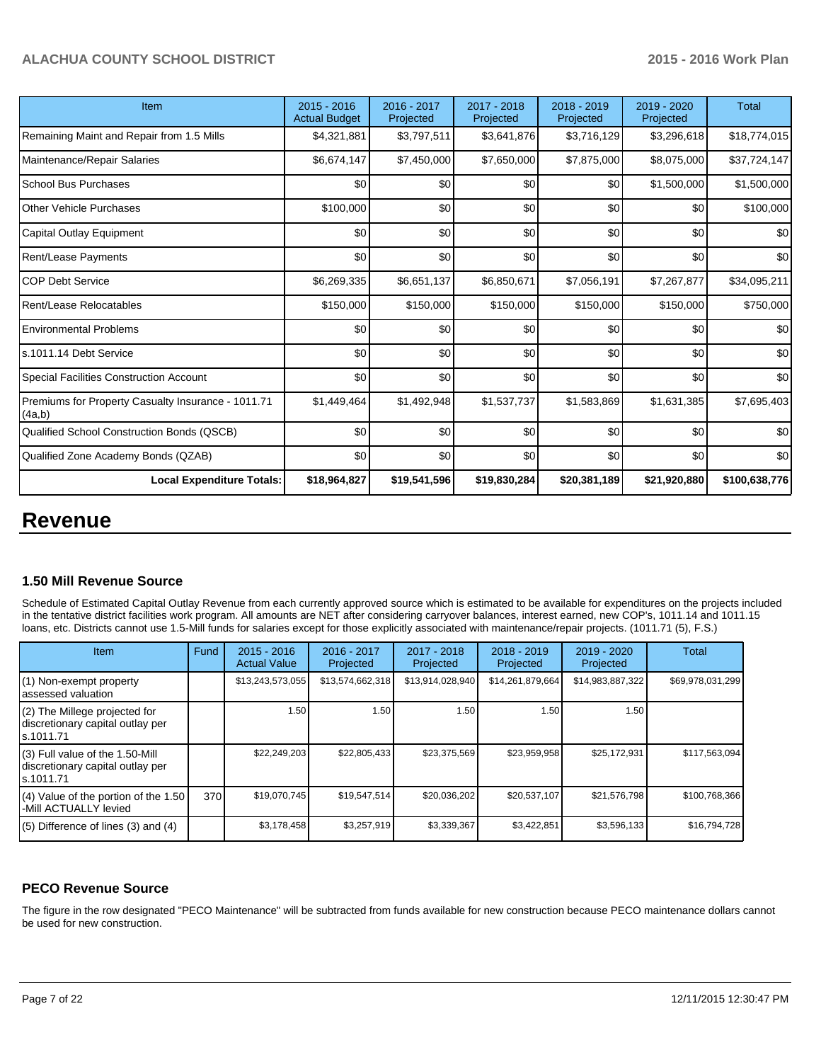| Item | 2015 - 2016 Actual Budget | 2016 - 2017 Projected | 2017 - 2018 Projected | 2018 - 2019 Projected | 2019 - 2020 Projected | Total |
|---|---|---|---|---|---|---|
| Remaining Maint and Repair from 1.5 Mills | $4,321,881 | $3,797,511 | $3,641,876 | $3,716,129 | $3,296,618 | $18,774,015 |
| Maintenance/Repair Salaries | $6,674,147 | $7,450,000 | $7,650,000 | $7,875,000 | $8,075,000 | $37,724,147 |
| School Bus Purchases | $0 | $0 | $0 | $0 | $1,500,000 | $1,500,000 |
| Other Vehicle Purchases | $100,000 | $0 | $0 | $0 | $0 | $100,000 |
| Capital Outlay Equipment | $0 | $0 | $0 | $0 | $0 | $0 |
| Rent/Lease Payments | $0 | $0 | $0 | $0 | $0 | $0 |
| COP Debt Service | $6,269,335 | $6,651,137 | $6,850,671 | $7,056,191 | $7,267,877 | $34,095,211 |
| Rent/Lease Relocatables | $150,000 | $150,000 | $150,000 | $150,000 | $150,000 | $750,000 |
| Environmental Problems | $0 | $0 | $0 | $0 | $0 | $0 |
| s.1011.14 Debt Service | $0 | $0 | $0 | $0 | $0 | $0 |
| Special Facilities Construction Account | $0 | $0 | $0 | $0 | $0 | $0 |
| Premiums for Property Casualty Insurance - 1011.71 (4a,b) | $1,449,464 | $1,492,948 | $1,537,737 | $1,583,869 | $1,631,385 | $7,695,403 |
| Qualified School Construction Bonds (QSCB) | $0 | $0 | $0 | $0 | $0 | $0 |
| Qualified Zone Academy Bonds (QZAB) | $0 | $0 | $0 | $0 | $0 | $0 |
| **Local Expenditure Totals:** | **$18,964,827** | **$19,541,596** | **$19,830,284** | **$20,381,189** | **$21,920,880** | **$100,638,776** |

# Revenue

### 1.50 Mill Revenue Source

Schedule of Estimated Capital Outlay Revenue from each currently approved source which is estimated to be available for expenditures on the projects included in the tentative district facilities work program. All amounts are NET after considering carryover balances, interest earned, new COP's, 1011.14 and 1011.15 loans, etc. Districts cannot use 1.5-Mill funds for salaries except for those explicitly associated with maintenance/repair projects. (1011.71 (5), F.S.)

| Item | Fund | 2015 - 2016 Actual Value | 2016 - 2017 Projected | 2017 - 2018 Projected | 2018 - 2019 Projected | 2019 - 2020 Projected | Total |
|---|---|---|---|---|---|---|---|
| (1) Non-exempt property assessed valuation | | $13,243,573,055 | $13,574,662,318 | $13,914,028,940 | $14,261,879,664 | $14,983,887,322 | $69,978,031,299 |
| (2) The Millege projected for discretionary capital outlay per s.1011.71 | | 1.50 | 1.50 | 1.50 | 1.50 | 1.50 | |
| (3) Full value of the 1.50-Mill discretionary capital outlay per s.1011.71 | | $22,249,203 | $22,805,433 | $23,375,569 | $23,959,958 | $25,172,931 | $117,563,094 |
| (4) Value of the portion of the 1.50 -Mill ACTUALLY levied | 370 | $19,070,745 | $19,547,514 | $20,036,202 | $20,537,107 | $21,576,798 | $100,768,366 |
| (5) Difference of lines (3) and (4) | | $3,178,458 | $3,257,919 | $3,339,367 | $3,422,851 | $3,596,133 | $16,794,728 |

### PECO Revenue Source

The figure in the row designated "PECO Maintenance" will be subtracted from funds available for new construction because PECO maintenance dollars cannot be used for new construction.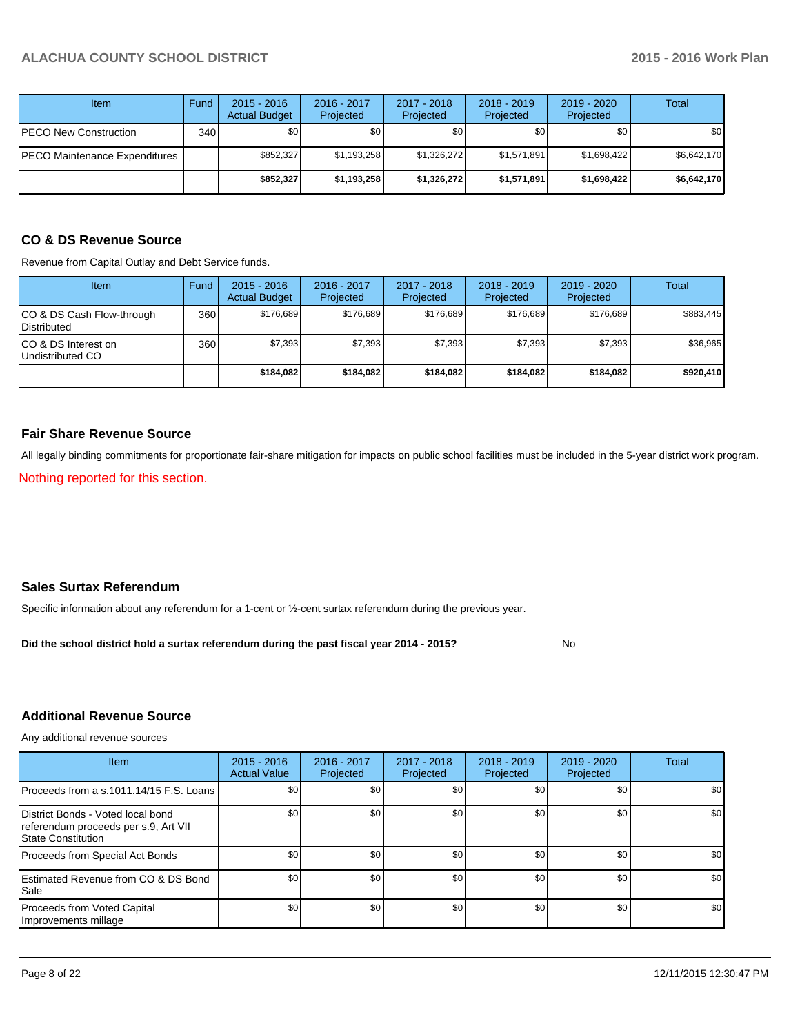| Item | Fund | 2015 - 2016 Actual Budget | 2016 - 2017 Projected | 2017 - 2018 Projected | 2018 - 2019 Projected | 2019 - 2020 Projected | Total |
|---|---|---|---|---|---|---|---|
| PECO New Construction | 340 | $0 | $0 | $0 | $0 | $0 | $0 |
| PECO Maintenance Expenditures | | $852,327 | $1,193,258 | $1,326,272 | $1,571,891 | $1,698,422 | $6,642,170 |
| | | **$852,327** | **$1,193,258** | **$1,326,272** | **$1,571,891** | **$1,698,422** | **$6,642,170** |

### CO & DS Revenue Source

Revenue from Capital Outlay and Debt Service funds.

| Item | Fund | 2015 - 2016 Actual Budget | 2016 - 2017 Projected | 2017 - 2018 Projected | 2018 - 2019 Projected | 2019 - 2020 Projected | Total |
|---|---|---|---|---|---|---|---|
| CO & DS Cash Flow-through Distributed | 360 | $176,689 | $176,689 | $176,689 | $176,689 | $176,689 | $883,445 |
| CO & DS Interest on Undistributed CO | 360 | $7,393 | $7,393 | $7,393 | $7,393 | $7,393 | $36,965 |
| | | **$184,082** | **$184,082** | **$184,082** | **$184,082** | **$184,082** | **$920,410** |

### Fair Share Revenue Source

All legally binding commitments for proportionate fair-share mitigation for impacts on public school facilities must be included in the 5-year district work program.

Nothing reported for this section.

### Sales Surtax Referendum

Specific information about any referendum for a 1-cent or ½-cent surtax referendum during the previous year.

**Did the school district hold a surtax referendum during the past fiscal year 2014 - 2015?** No

### Additional Revenue Source

Any additional revenue sources

| Item | 2015 - 2016 Actual Value | 2016 - 2017 Projected | 2017 - 2018 Projected | 2018 - 2019 Projected | 2019 - 2020 Projected | Total |
|---|---|---|---|---|---|---|
| Proceeds from a s.1011.14/15 F.S. Loans | $0 | $0 | $0 | $0 | $0 | $0 |
| District Bonds - Voted local bond referendum proceeds per s.9, Art VII State Constitution | $0 | $0 | $0 | $0 | $0 | $0 |
| Proceeds from Special Act Bonds | $0 | $0 | $0 | $0 | $0 | $0 |
| Estimated Revenue from CO & DS Bond Sale | $0 | $0 | $0 | $0 | $0 | $0 |
| Proceeds from Voted Capital Improvements millage | $0 | $0 | $0 | $0 | $0 | $0 |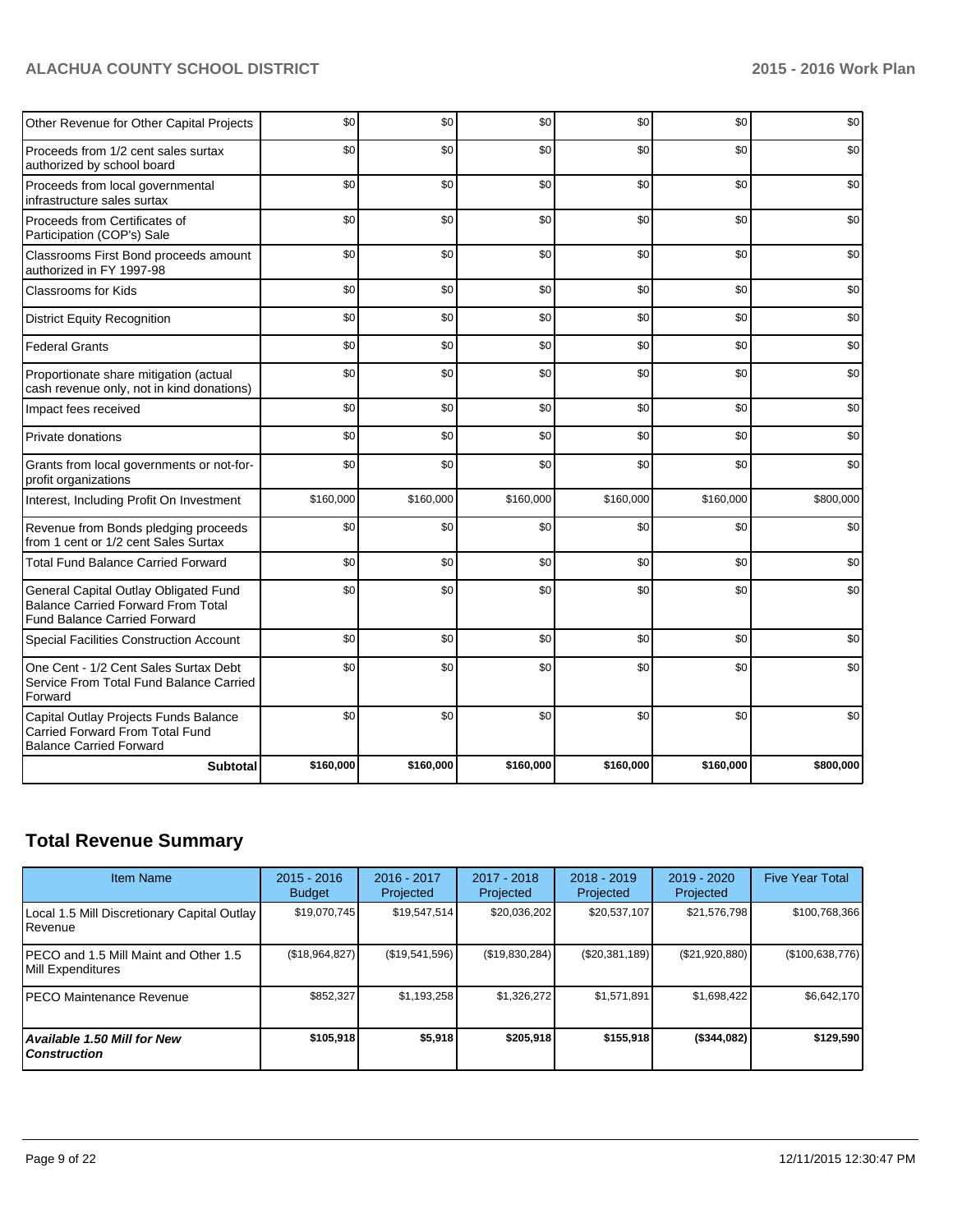| | | | | | | |
|---|---|---|---|---|---|---|
| Other Revenue for Other Capital Projects | $0 | $0 | $0 | $0 | $0 | $0 |
| Proceeds from 1/2 cent sales surtax authorized by school board | $0 | $0 | $0 | $0 | $0 | $0 |
| Proceeds from local governmental infrastructure sales surtax | $0 | $0 | $0 | $0 | $0 | $0 |
| Proceeds from Certificates of Participation (COP's) Sale | $0 | $0 | $0 | $0 | $0 | $0 |
| Classrooms First Bond proceeds amount authorized in FY 1997-98 | $0 | $0 | $0 | $0 | $0 | $0 |
| Classrooms for Kids | $0 | $0 | $0 | $0 | $0 | $0 |
| District Equity Recognition | $0 | $0 | $0 | $0 | $0 | $0 |
| Federal Grants | $0 | $0 | $0 | $0 | $0 | $0 |
| Proportionate share mitigation (actual cash revenue only, not in kind donations) | $0 | $0 | $0 | $0 | $0 | $0 |
| Impact fees received | $0 | $0 | $0 | $0 | $0 | $0 |
| Private donations | $0 | $0 | $0 | $0 | $0 | $0 |
| Grants from local governments or not-for-profit organizations | $0 | $0 | $0 | $0 | $0 | $0 |
| Interest, Including Profit On Investment | $160,000 | $160,000 | $160,000 | $160,000 | $160,000 | $800,000 |
| Revenue from Bonds pledging proceeds from 1 cent or 1/2 cent Sales Surtax | $0 | $0 | $0 | $0 | $0 | $0 |
| Total Fund Balance Carried Forward | $0 | $0 | $0 | $0 | $0 | $0 |
| General Capital Outlay Obligated Fund Balance Carried Forward From Total Fund Balance Carried Forward | $0 | $0 | $0 | $0 | $0 | $0 |
| Special Facilities Construction Account | $0 | $0 | $0 | $0 | $0 | $0 |
| One Cent - 1/2 Cent Sales Surtax Debt Service From Total Fund Balance Carried Forward | $0 | $0 | $0 | $0 | $0 | $0 |
| Capital Outlay Projects Funds Balance Carried Forward From Total Fund Balance Carried Forward | $0 | $0 | $0 | $0 | $0 | $0 |
| **Subtotal** | **$160,000** | **$160,000** | **$160,000** | **$160,000** | **$160,000** | **$800,000** |

## Total Revenue Summary

| Item Name | 2015 - 2016 Budget | 2016 - 2017 Projected | 2017 - 2018 Projected | 2018 - 2019 Projected | 2019 - 2020 Projected | Five Year Total |
|---|---|---|---|---|---|---|
| Local 1.5 Mill Discretionary Capital Outlay Revenue | $19,070,745 | $19,547,514 | $20,036,202 | $20,537,107 | $21,576,798 | $100,768,366 |
| PECO and 1.5 Mill Maint and Other 1.5 Mill Expenditures | ($18,964,827) | ($19,541,596) | ($19,830,284) | ($20,381,189) | ($21,920,880) | ($100,638,776) |
| PECO Maintenance Revenue | $852,327 | $1,193,258 | $1,326,272 | $1,571,891 | $1,698,422 | $6,642,170 |
| ***Available 1.50 Mill for New Construction*** | **$105,918** | **$5,918** | **$205,918** | **$155,918** | **($344,082)** | **$129,590** |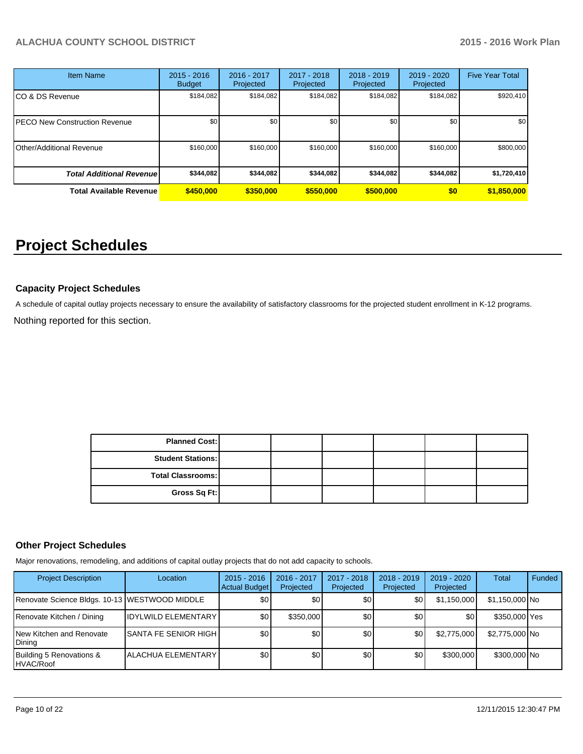| Item Name | 2015 - 2016 Budget | 2016 - 2017 Projected | 2017 - 2018 Projected | 2018 - 2019 Projected | 2019 - 2020 Projected | Five Year Total |
|---|---|---|---|---|---|---|
| CO & DS Revenue | $184,082 | $184,082 | $184,082 | $184,082 | $184,082 | $920,410 |
| PECO New Construction Revenue | $0 | $0 | $0 | $0 | $0 | $0 |
| Other/Additional Revenue | $160,000 | $160,000 | $160,000 | $160,000 | $160,000 | $800,000 |
| ***Total Additional Revenue*** | **$344,082** | **$344,082** | **$344,082** | **$344,082** | **$344,082** | **$1,720,410** |
| **Total Available Revenue** | **$450,000** | **$350,000** | **$550,000** | **$500,000** | **$0** | **$1,850,000** |

# Project Schedules

### Capacity Project Schedules

A schedule of capital outlay projects necessary to ensure the availability of satisfactory classrooms for the projected student enrollment in K-12 programs.

Nothing reported for this section.

| | | | | | |
|---|---|---|---|---|---|
| **Planned Cost:** | | | | | |
| **Student Stations:** | | | | | |
| **Total Classrooms:** | | | | | |
| **Gross Sq Ft:** | | | | | |

### Other Project Schedules

Major renovations, remodeling, and additions of capital outlay projects that do not add capacity to schools.

| Project Description | Location | 2015 - 2016 Actual Budget | 2016 - 2017 Projected | 2017 - 2018 Projected | 2018 - 2019 Projected | 2019 - 2020 Projected | Total | Funded |
|---|---|---|---|---|---|---|---|---|
| Renovate Science Bldgs. 10-13 | WESTWOOD MIDDLE | $0 | $0 | $0 | $0 | $1,150,000 | $1,150,000 | No |
| Renovate Kitchen / Dining | IDYLWILD ELEMENTARY | $0 | $350,000 | $0 | $0 | $0 | $350,000 | Yes |
| New Kitchen and Renovate Dining | SANTA FE SENIOR HIGH | $0 | $0 | $0 | $0 | $2,775,000 | $2,775,000 | No |
| Building 5 Renovations & HVAC/Roof | ALACHUA ELEMENTARY | $0 | $0 | $0 | $0 | $300,000 | $300,000 | No |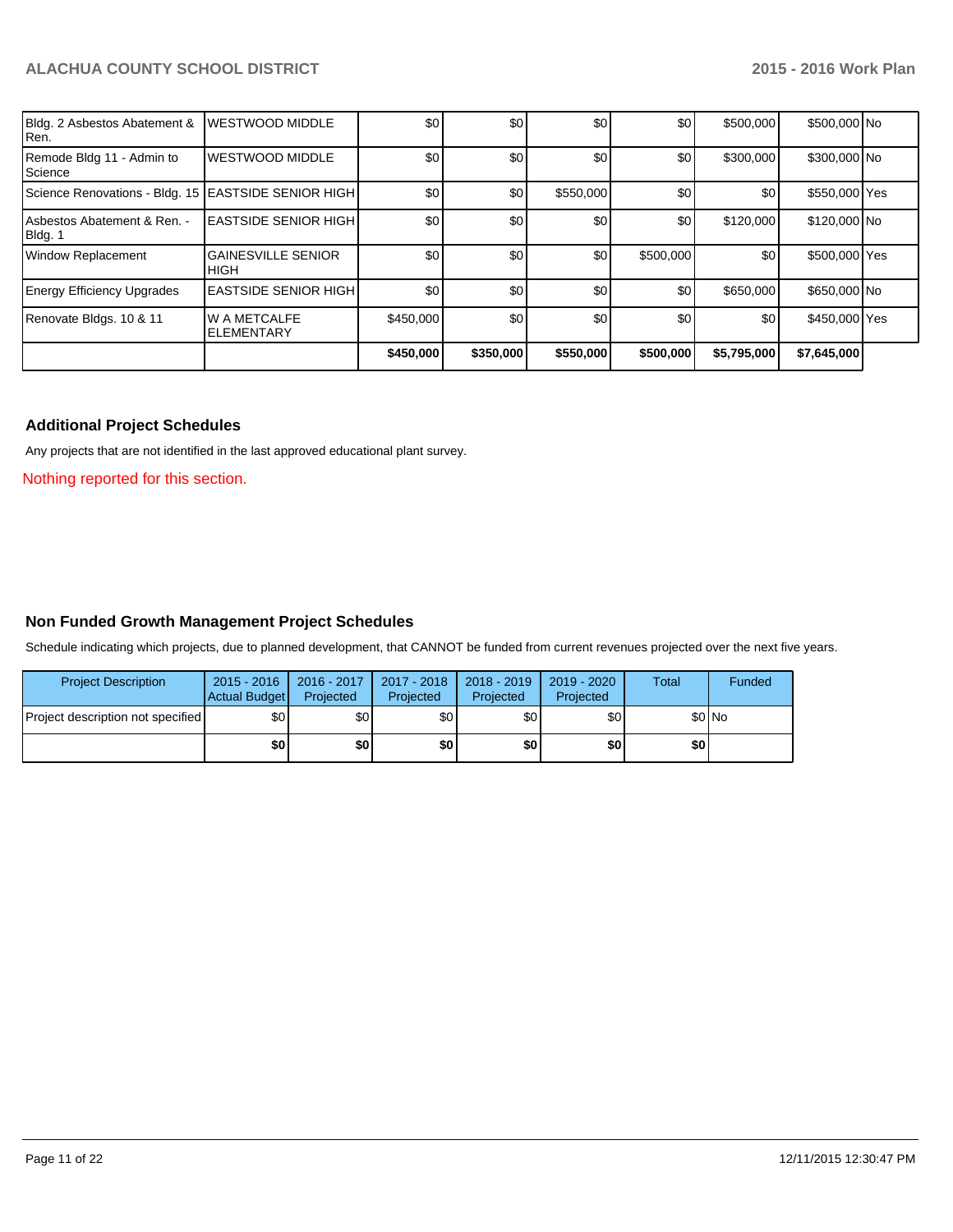| | | | | | | | | |
|---|---|---|---|---|---|---|---|---|
| Bldg. 2 Asbestos Abatement & Ren. | WESTWOOD MIDDLE | $0 | $0 | $0 | $0 | $500,000 | $500,000 | No |
| Remode Bldg 11 - Admin to Science | WESTWOOD MIDDLE | $0 | $0 | $0 | $0 | $300,000 | $300,000 | No |
| Science Renovations - Bldg. 15 | EASTSIDE SENIOR HIGH | $0 | $0 | $550,000 | $0 | $0 | $550,000 | Yes |
| Asbestos Abatement & Ren. - Bldg. 1 | EASTSIDE SENIOR HIGH | $0 | $0 | $0 | $0 | $120,000 | $120,000 | No |
| Window Replacement | GAINESVILLE SENIOR HIGH | $0 | $0 | $0 | $500,000 | $0 | $500,000 | Yes |
| Energy Efficiency Upgrades | EASTSIDE SENIOR HIGH | $0 | $0 | $0 | $0 | $650,000 | $650,000 | No |
| Renovate Bldgs. 10 & 11 | W A METCALFE ELEMENTARY | $450,000 | $0 | $0 | $0 | $0 | $450,000 | Yes |
| | | **$450,000** | **$350,000** | **$550,000** | **$500,000** | **$5,795,000** | **$7,645,000** | |

### Additional Project Schedules

Any projects that are not identified in the last approved educational plant survey.

Nothing reported for this section.

### Non Funded Growth Management Project Schedules

Schedule indicating which projects, due to planned development, that CANNOT be funded from current revenues projected over the next five years.

| Project Description | 2015 - 2016 Actual Budget | 2016 - 2017 Projected | 2017 - 2018 Projected | 2018 - 2019 Projected | 2019 - 2020 Projected | Total | Funded |
|---|---|---|---|---|---|---|---|
| Project description not specified | $0 | $0 | $0 | $0 | $0 | $0 | No |
| | **$0** | **$0** | **$0** | **$0** | **$0** | **$0** | |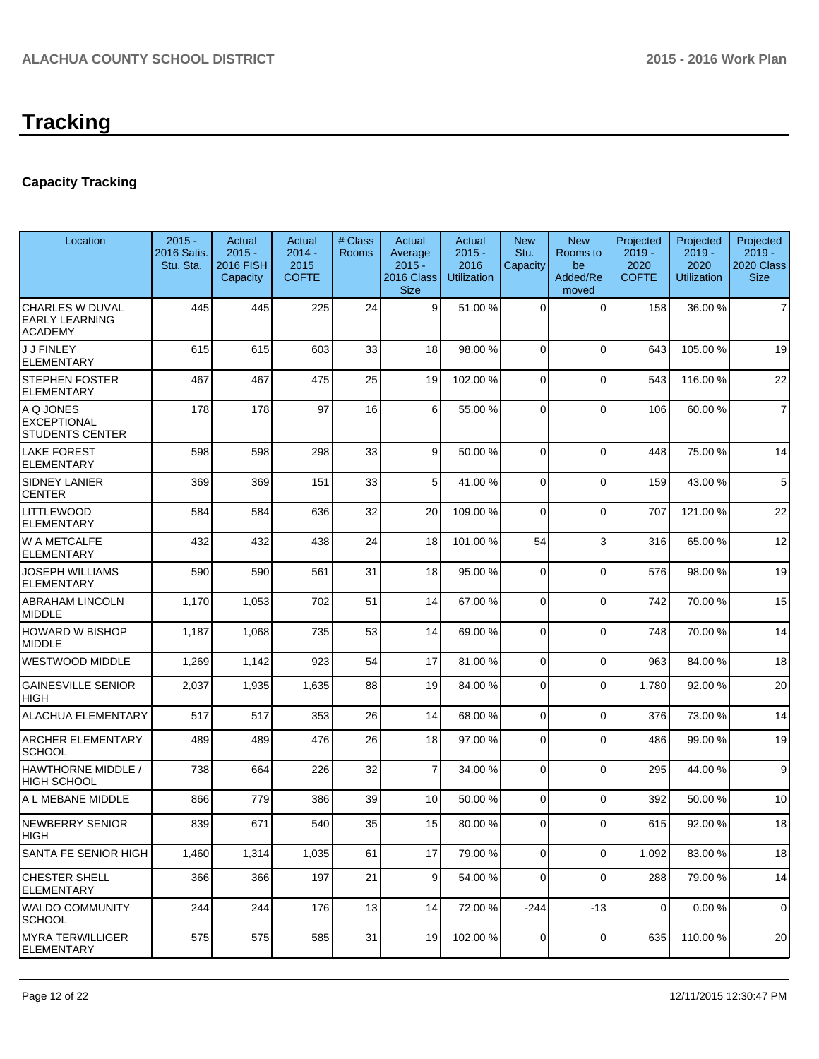# Tracking

## Capacity Tracking

| Location | 2015 - 2016 Satis. Stu. Sta. | Actual 2015 - 2016 FISH Capacity | Actual 2014 - 2015 COFTE | # Class Rooms | Actual Average 2015 - 2016 Class Size | Actual 2015 - 2016 Utilization | New Stu. Capacity | New Rooms to be Added/Removed | Projected 2019 - 2020 COFTE | Projected 2019 - 2020 Utilization | Projected 2019 - 2020 Class Size |
|---|---|---|---|---|---|---|---|---|---|---|---|
| CHARLES W DUVAL EARLY LEARNING ACADEMY | 445 | 445 | 225 | 24 | 9 | 51.00 % | 0 | 0 | 158 | 36.00 % | 7 |
| J J FINLEY ELEMENTARY | 615 | 615 | 603 | 33 | 18 | 98.00 % | 0 | 0 | 643 | 105.00 % | 19 |
| STEPHEN FOSTER ELEMENTARY | 467 | 467 | 475 | 25 | 19 | 102.00 % | 0 | 0 | 543 | 116.00 % | 22 |
| A Q JONES EXCEPTIONAL STUDENTS CENTER | 178 | 178 | 97 | 16 | 6 | 55.00 % | 0 | 0 | 106 | 60.00 % | 7 |
| LAKE FOREST ELEMENTARY | 598 | 598 | 298 | 33 | 9 | 50.00 % | 0 | 0 | 448 | 75.00 % | 14 |
| SIDNEY LANIER CENTER | 369 | 369 | 151 | 33 | 5 | 41.00 % | 0 | 0 | 159 | 43.00 % | 5 |
| LITTLEWOOD ELEMENTARY | 584 | 584 | 636 | 32 | 20 | 109.00 % | 0 | 0 | 707 | 121.00 % | 22 |
| W A METCALFE ELEMENTARY | 432 | 432 | 438 | 24 | 18 | 101.00 % | 54 | 3 | 316 | 65.00 % | 12 |
| JOSEPH WILLIAMS ELEMENTARY | 590 | 590 | 561 | 31 | 18 | 95.00 % | 0 | 0 | 576 | 98.00 % | 19 |
| ABRAHAM LINCOLN MIDDLE | 1,170 | 1,053 | 702 | 51 | 14 | 67.00 % | 0 | 0 | 742 | 70.00 % | 15 |
| HOWARD W BISHOP MIDDLE | 1,187 | 1,068 | 735 | 53 | 14 | 69.00 % | 0 | 0 | 748 | 70.00 % | 14 |
| WESTWOOD MIDDLE | 1,269 | 1,142 | 923 | 54 | 17 | 81.00 % | 0 | 0 | 963 | 84.00 % | 18 |
| GAINESVILLE SENIOR HIGH | 2,037 | 1,935 | 1,635 | 88 | 19 | 84.00 % | 0 | 0 | 1,780 | 92.00 % | 20 |
| ALACHUA ELEMENTARY | 517 | 517 | 353 | 26 | 14 | 68.00 % | 0 | 0 | 376 | 73.00 % | 14 |
| ARCHER ELEMENTARY SCHOOL | 489 | 489 | 476 | 26 | 18 | 97.00 % | 0 | 0 | 486 | 99.00 % | 19 |
| HAWTHORNE MIDDLE / HIGH SCHOOL | 738 | 664 | 226 | 32 | 7 | 34.00 % | 0 | 0 | 295 | 44.00 % | 9 |
| A L MEBANE MIDDLE | 866 | 779 | 386 | 39 | 10 | 50.00 % | 0 | 0 | 392 | 50.00 % | 10 |
| NEWBERRY SENIOR HIGH | 839 | 671 | 540 | 35 | 15 | 80.00 % | 0 | 0 | 615 | 92.00 % | 18 |
| SANTA FE SENIOR HIGH | 1,460 | 1,314 | 1,035 | 61 | 17 | 79.00 % | 0 | 0 | 1,092 | 83.00 % | 18 |
| CHESTER SHELL ELEMENTARY | 366 | 366 | 197 | 21 | 9 | 54.00 % | 0 | 0 | 288 | 79.00 % | 14 |
| WALDO COMMUNITY SCHOOL | 244 | 244 | 176 | 13 | 14 | 72.00 % | -244 | -13 | 0 | 0.00 % | 0 |
| MYRA TERWILLIGER ELEMENTARY | 575 | 575 | 585 | 31 | 19 | 102.00 % | 0 | 0 | 635 | 110.00 % | 20 |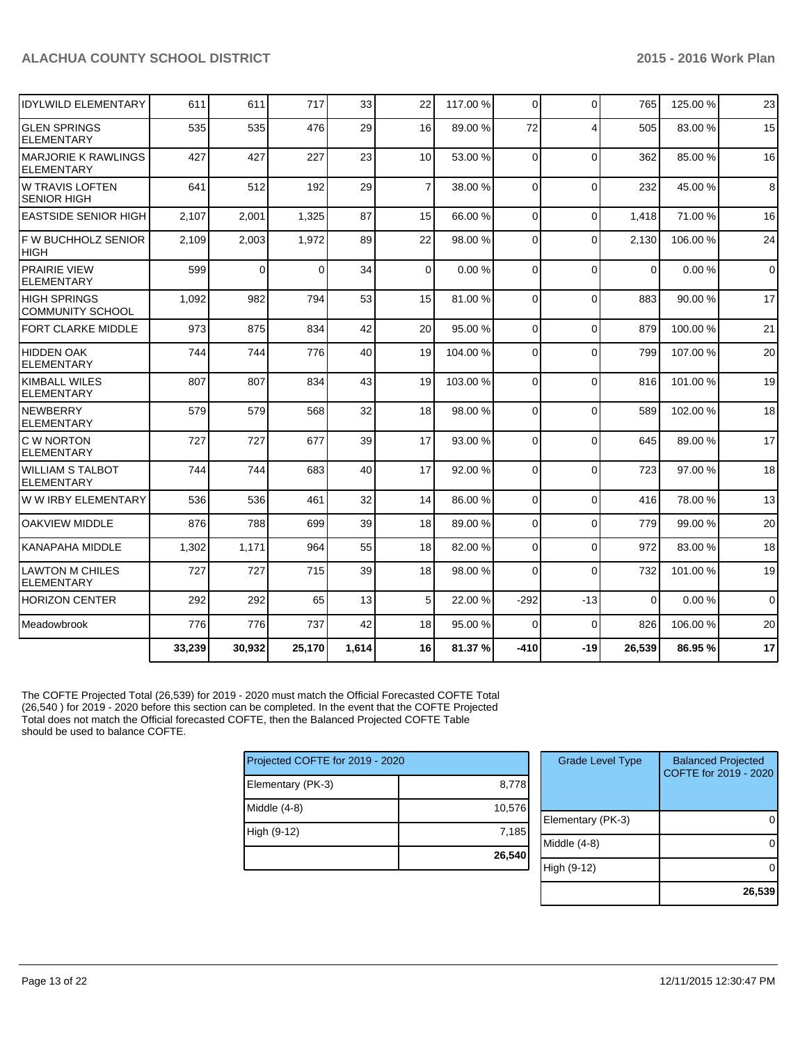| | | | | | | | | | | | |
|---|---|---|---|---|---|---|---|---|---|---|---|
| IDYLWILD ELEMENTARY | 611 | 611 | 717 | 33 | 22 | 117.00 % | 0 | 0 | 765 | 125.00 % | 23 |
| GLEN SPRINGS ELEMENTARY | 535 | 535 | 476 | 29 | 16 | 89.00 % | 72 | 4 | 505 | 83.00 % | 15 |
| MARJORIE K RAWLINGS ELEMENTARY | 427 | 427 | 227 | 23 | 10 | 53.00 % | 0 | 0 | 362 | 85.00 % | 16 |
| W TRAVIS LOFTEN SENIOR HIGH | 641 | 512 | 192 | 29 | 7 | 38.00 % | 0 | 0 | 232 | 45.00 % | 8 |
| EASTSIDE SENIOR HIGH | 2,107 | 2,001 | 1,325 | 87 | 15 | 66.00 % | 0 | 0 | 1,418 | 71.00 % | 16 |
| F W BUCHHOLZ SENIOR HIGH | 2,109 | 2,003 | 1,972 | 89 | 22 | 98.00 % | 0 | 0 | 2,130 | 106.00 % | 24 |
| PRAIRIE VIEW ELEMENTARY | 599 | 0 | 0 | 34 | 0 | 0.00 % | 0 | 0 | 0 | 0.00 % | 0 |
| HIGH SPRINGS COMMUNITY SCHOOL | 1,092 | 982 | 794 | 53 | 15 | 81.00 % | 0 | 0 | 883 | 90.00 % | 17 |
| FORT CLARKE MIDDLE | 973 | 875 | 834 | 42 | 20 | 95.00 % | 0 | 0 | 879 | 100.00 % | 21 |
| HIDDEN OAK ELEMENTARY | 744 | 744 | 776 | 40 | 19 | 104.00 % | 0 | 0 | 799 | 107.00 % | 20 |
| KIMBALL WILES ELEMENTARY | 807 | 807 | 834 | 43 | 19 | 103.00 % | 0 | 0 | 816 | 101.00 % | 19 |
| NEWBERRY ELEMENTARY | 579 | 579 | 568 | 32 | 18 | 98.00 % | 0 | 0 | 589 | 102.00 % | 18 |
| C W NORTON ELEMENTARY | 727 | 727 | 677 | 39 | 17 | 93.00 % | 0 | 0 | 645 | 89.00 % | 17 |
| WILLIAM S TALBOT ELEMENTARY | 744 | 744 | 683 | 40 | 17 | 92.00 % | 0 | 0 | 723 | 97.00 % | 18 |
| W W IRBY ELEMENTARY | 536 | 536 | 461 | 32 | 14 | 86.00 % | 0 | 0 | 416 | 78.00 % | 13 |
| OAKVIEW MIDDLE | 876 | 788 | 699 | 39 | 18 | 89.00 % | 0 | 0 | 779 | 99.00 % | 20 |
| KANAPAHA MIDDLE | 1,302 | 1,171 | 964 | 55 | 18 | 82.00 % | 0 | 0 | 972 | 83.00 % | 18 |
| LAWTON M CHILES ELEMENTARY | 727 | 727 | 715 | 39 | 18 | 98.00 % | 0 | 0 | 732 | 101.00 % | 19 |
| HORIZON CENTER | 292 | 292 | 65 | 13 | 5 | 22.00 % | -292 | -13 | 0 | 0.00 % | 0 |
| Meadowbrook | 776 | 776 | 737 | 42 | 18 | 95.00 % | 0 | 0 | 826 | 106.00 % | 20 |
| | **33,239** | **30,932** | **25,170** | **1,614** | **16** | **81.37 %** | **-410** | **-19** | **26,539** | **86.95 %** | **17** |

The COFTE Projected Total (26,539) for 2019 - 2020 must match the Official Forecasted COFTE Total (26,540 ) for 2019 - 2020 before this section can be completed. In the event that the COFTE Projected Total does not match the Official forecasted COFTE, then the Balanced Projected COFTE Table should be used to balance COFTE.

| Projected COFTE for 2019 - 2020 | |
|---|---|
| Elementary (PK-3) | 8,778 |
| Middle (4-8) | 10,576 |
| High (9-12) | 7,185 |
| | **26,540** |

| Grade Level Type | Balanced Projected COFTE for 2019 - 2020 |
|---|---|
| Elementary (PK-3) | 0 |
| Middle (4-8) | 0 |
| High (9-12) | 0 |
| | **26,539** |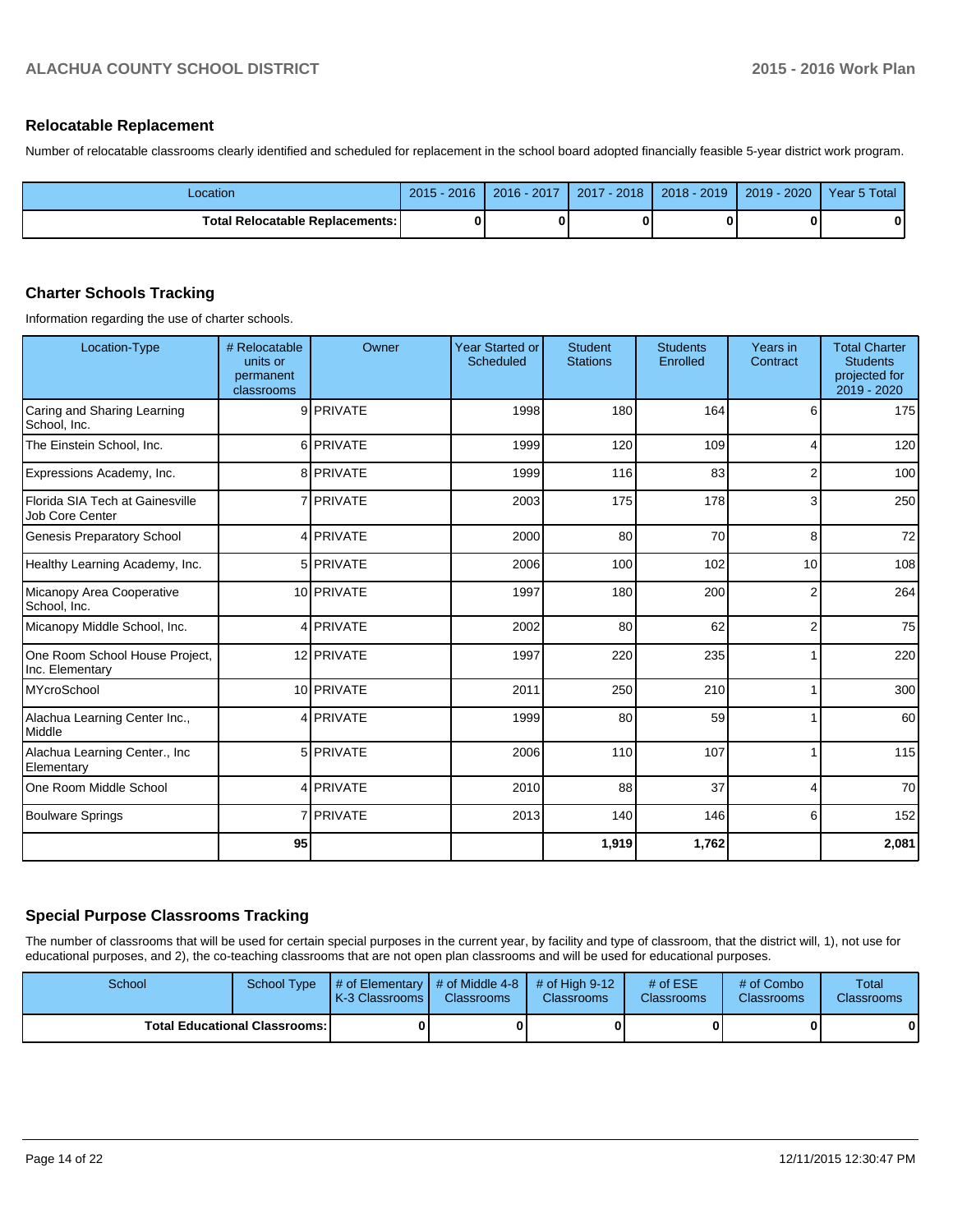## Relocatable Replacement

Number of relocatable classrooms clearly identified and scheduled for replacement in the school board adopted financially feasible 5-year district work program.

| Location | 2015 - 2016 | 2016 - 2017 | 2017 - 2018 | 2018 - 2019 | 2019 - 2020 | Year 5 Total |
|---|---|---|---|---|---|---|
| **Total Relocatable Replacements:** | **0** | **0** | **0** | **0** | **0** | **0** |

## Charter Schools Tracking

Information regarding the use of charter schools.

| Location-Type | # Relocatable units or permanent classrooms | Owner | Year Started or Scheduled | Student Stations | Students Enrolled | Years in Contract | Total Charter Students projected for 2019 - 2020 |
|---|---|---|---|---|---|---|---|
| Caring and Sharing Learning School, Inc. | 9 | PRIVATE | 1998 | 180 | 164 | 6 | 175 |
| The Einstein School, Inc. | 6 | PRIVATE | 1999 | 120 | 109 | 4 | 120 |
| Expressions Academy, Inc. | 8 | PRIVATE | 1999 | 116 | 83 | 2 | 100 |
| Florida SIA Tech at Gainesville Job Core Center | 7 | PRIVATE | 2003 | 175 | 178 | 3 | 250 |
| Genesis Preparatory School | 4 | PRIVATE | 2000 | 80 | 70 | 8 | 72 |
| Healthy Learning Academy, Inc. | 5 | PRIVATE | 2006 | 100 | 102 | 10 | 108 |
| Micanopy Area Cooperative School, Inc. | 10 | PRIVATE | 1997 | 180 | 200 | 2 | 264 |
| Micanopy Middle School, Inc. | 4 | PRIVATE | 2002 | 80 | 62 | 2 | 75 |
| One Room School House Project, Inc. Elementary | 12 | PRIVATE | 1997 | 220 | 235 | 1 | 220 |
| MYcroSchool | 10 | PRIVATE | 2011 | 250 | 210 | 1 | 300 |
| Alachua Learning Center Inc., Middle | 4 | PRIVATE | 1999 | 80 | 59 | 1 | 60 |
| Alachua Learning Center., Inc Elementary | 5 | PRIVATE | 2006 | 110 | 107 | 1 | 115 |
| One Room Middle School | 4 | PRIVATE | 2010 | 88 | 37 | 4 | 70 |
| Boulware Springs | 7 | PRIVATE | 2013 | 140 | 146 | 6 | 152 |
| | **95** | | | **1,919** | **1,762** | | **2,081** |

## Special Purpose Classrooms Tracking

The number of classrooms that will be used for certain special purposes in the current year, by facility and type of classroom, that the district will, 1), not use for educational purposes, and 2), the co-teaching classrooms that are not open plan classrooms and will be used for educational purposes.

| School | School Type | # of Elementary K-3 Classrooms | # of Middle 4-8 Classrooms | # of High 9-12 Classrooms | # of ESE Classrooms | # of Combo Classrooms | Total Classrooms |
|---|---|---|---|---|---|---|---|
| **Total Educational Classrooms:** | | **0** | **0** | **0** | **0** | **0** | **0** |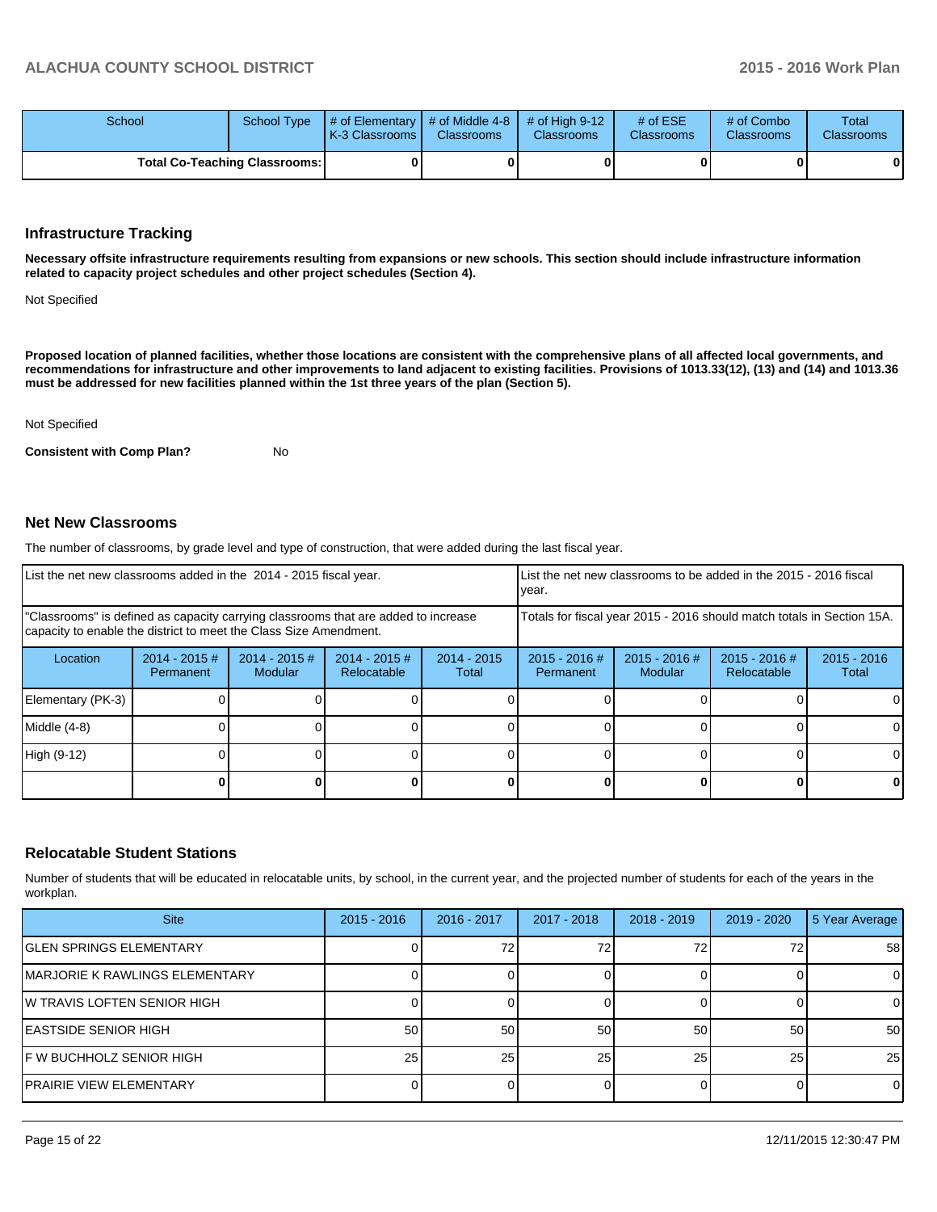| School | School Type | # of Elementary K-3 Classrooms | # of Middle 4-8 Classrooms | # of High 9-12 Classrooms | # of ESE Classrooms | # of Combo Classrooms | Total Classrooms |
|---|---|---|---|---|---|---|---|
| **Total Co-Teaching Classrooms:** | | **0** | **0** | **0** | **0** | **0** | **0** |

## Infrastructure Tracking

**Necessary offsite infrastructure requirements resulting from expansions or new schools. This section should include infrastructure information related to capacity project schedules and other project schedules (Section 4).**

Not Specified

**Proposed location of planned facilities, whether those locations are consistent with the comprehensive plans of all affected local governments, and recommendations for infrastructure and other improvements to land adjacent to existing facilities. Provisions of 1013.33(12), (13) and (14) and 1013.36 must be addressed for new facilities planned within the 1st three years of the plan (Section 5).**

Not Specified

**Consistent with Comp Plan?** No

## Net New Classrooms

The number of classrooms, by grade level and type of construction, that were added during the last fiscal year.

| List the net new classrooms added in the 2014 - 2015 fiscal year. | | | | | List the net new classrooms to be added in the 2015 - 2016 fiscal year. | | | |
|---|---|---|---|---|---|---|---|---|
| "Classrooms" is defined as capacity carrying classrooms that are added to increase capacity to enable the district to meet the Class Size Amendment. | | | | | Totals for fiscal year 2015 - 2016 should match totals in Section 15A. | | | |
| Location | 2014 - 2015 # Permanent | 2014 - 2015 # Modular | 2014 - 2015 # Relocatable | 2014 - 2015 Total | 2015 - 2016 # Permanent | 2015 - 2016 # Modular | 2015 - 2016 # Relocatable | 2015 - 2016 Total |
| Elementary (PK-3) | 0 | 0 | 0 | 0 | 0 | 0 | 0 | 0 |
| Middle (4-8) | 0 | 0 | 0 | 0 | 0 | 0 | 0 | 0 |
| High (9-12) | 0 | 0 | 0 | 0 | 0 | 0 | 0 | 0 |
| | **0** | **0** | **0** | **0** | **0** | **0** | **0** | **0** |

## Relocatable Student Stations

Number of students that will be educated in relocatable units, by school, in the current year, and the projected number of students for each of the years in the workplan.

| Site | 2015 - 2016 | 2016 - 2017 | 2017 - 2018 | 2018 - 2019 | 2019 - 2020 | 5 Year Average |
|---|---|---|---|---|---|---|
| GLEN SPRINGS ELEMENTARY | 0 | 72 | 72 | 72 | 72 | 58 |
| MARJORIE K RAWLINGS ELEMENTARY | 0 | 0 | 0 | 0 | 0 | 0 |
| W TRAVIS LOFTEN SENIOR HIGH | 0 | 0 | 0 | 0 | 0 | 0 |
| EASTSIDE SENIOR HIGH | 50 | 50 | 50 | 50 | 50 | 50 |
| F W BUCHHOLZ SENIOR HIGH | 25 | 25 | 25 | 25 | 25 | 25 |
| PRAIRIE VIEW ELEMENTARY | 0 | 0 | 0 | 0 | 0 | 0 |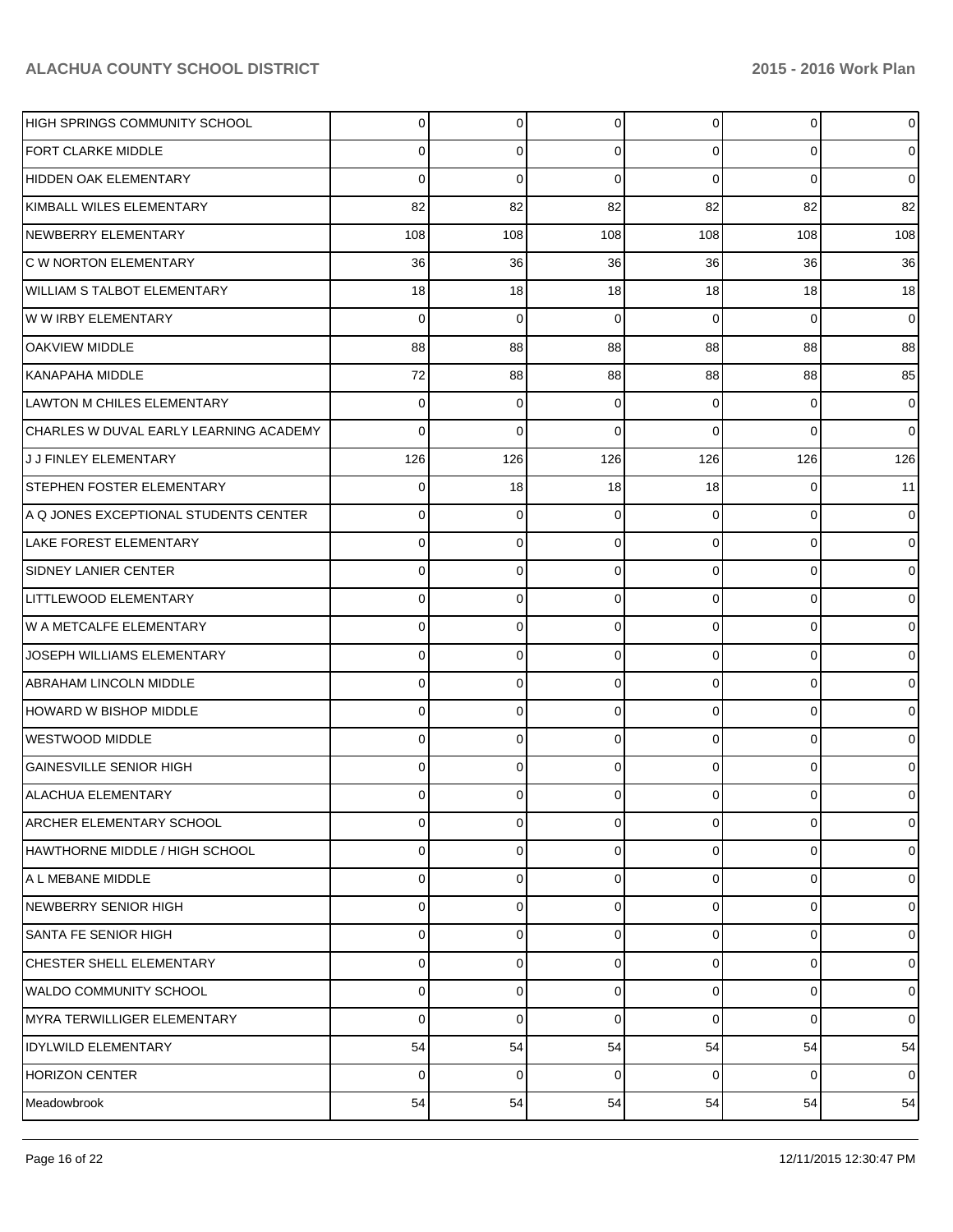| | | | | | | |
|---|---|---|---|---|---|---|
| HIGH SPRINGS COMMUNITY SCHOOL | 0 | 0 | 0 | 0 | 0 | 0 |
| FORT CLARKE MIDDLE | 0 | 0 | 0 | 0 | 0 | 0 |
| HIDDEN OAK ELEMENTARY | 0 | 0 | 0 | 0 | 0 | 0 |
| KIMBALL WILES ELEMENTARY | 82 | 82 | 82 | 82 | 82 | 82 |
| NEWBERRY ELEMENTARY | 108 | 108 | 108 | 108 | 108 | 108 |
| C W NORTON ELEMENTARY | 36 | 36 | 36 | 36 | 36 | 36 |
| WILLIAM S TALBOT ELEMENTARY | 18 | 18 | 18 | 18 | 18 | 18 |
| W W IRBY ELEMENTARY | 0 | 0 | 0 | 0 | 0 | 0 |
| OAKVIEW MIDDLE | 88 | 88 | 88 | 88 | 88 | 88 |
| KANAPAHA MIDDLE | 72 | 88 | 88 | 88 | 88 | 85 |
| LAWTON M CHILES ELEMENTARY | 0 | 0 | 0 | 0 | 0 | 0 |
| CHARLES W DUVAL EARLY LEARNING ACADEMY | 0 | 0 | 0 | 0 | 0 | 0 |
| J J FINLEY ELEMENTARY | 126 | 126 | 126 | 126 | 126 | 126 |
| STEPHEN FOSTER ELEMENTARY | 0 | 18 | 18 | 18 | 0 | 11 |
| A Q JONES EXCEPTIONAL STUDENTS CENTER | 0 | 0 | 0 | 0 | 0 | 0 |
| LAKE FOREST ELEMENTARY | 0 | 0 | 0 | 0 | 0 | 0 |
| SIDNEY LANIER CENTER | 0 | 0 | 0 | 0 | 0 | 0 |
| LITTLEWOOD ELEMENTARY | 0 | 0 | 0 | 0 | 0 | 0 |
| W A METCALFE ELEMENTARY | 0 | 0 | 0 | 0 | 0 | 0 |
| JOSEPH WILLIAMS ELEMENTARY | 0 | 0 | 0 | 0 | 0 | 0 |
| ABRAHAM LINCOLN MIDDLE | 0 | 0 | 0 | 0 | 0 | 0 |
| HOWARD W BISHOP MIDDLE | 0 | 0 | 0 | 0 | 0 | 0 |
| WESTWOOD MIDDLE | 0 | 0 | 0 | 0 | 0 | 0 |
| GAINESVILLE SENIOR HIGH | 0 | 0 | 0 | 0 | 0 | 0 |
| ALACHUA ELEMENTARY | 0 | 0 | 0 | 0 | 0 | 0 |
| ARCHER ELEMENTARY SCHOOL | 0 | 0 | 0 | 0 | 0 | 0 |
| HAWTHORNE MIDDLE / HIGH SCHOOL | 0 | 0 | 0 | 0 | 0 | 0 |
| A L MEBANE MIDDLE | 0 | 0 | 0 | 0 | 0 | 0 |
| NEWBERRY SENIOR HIGH | 0 | 0 | 0 | 0 | 0 | 0 |
| SANTA FE SENIOR HIGH | 0 | 0 | 0 | 0 | 0 | 0 |
| CHESTER SHELL ELEMENTARY | 0 | 0 | 0 | 0 | 0 | 0 |
| WALDO COMMUNITY SCHOOL | 0 | 0 | 0 | 0 | 0 | 0 |
| MYRA TERWILLIGER ELEMENTARY | 0 | 0 | 0 | 0 | 0 | 0 |
| IDYLWILD ELEMENTARY | 54 | 54 | 54 | 54 | 54 | 54 |
| HORIZON CENTER | 0 | 0 | 0 | 0 | 0 | 0 |
| Meadowbrook | 54 | 54 | 54 | 54 | 54 | 54 |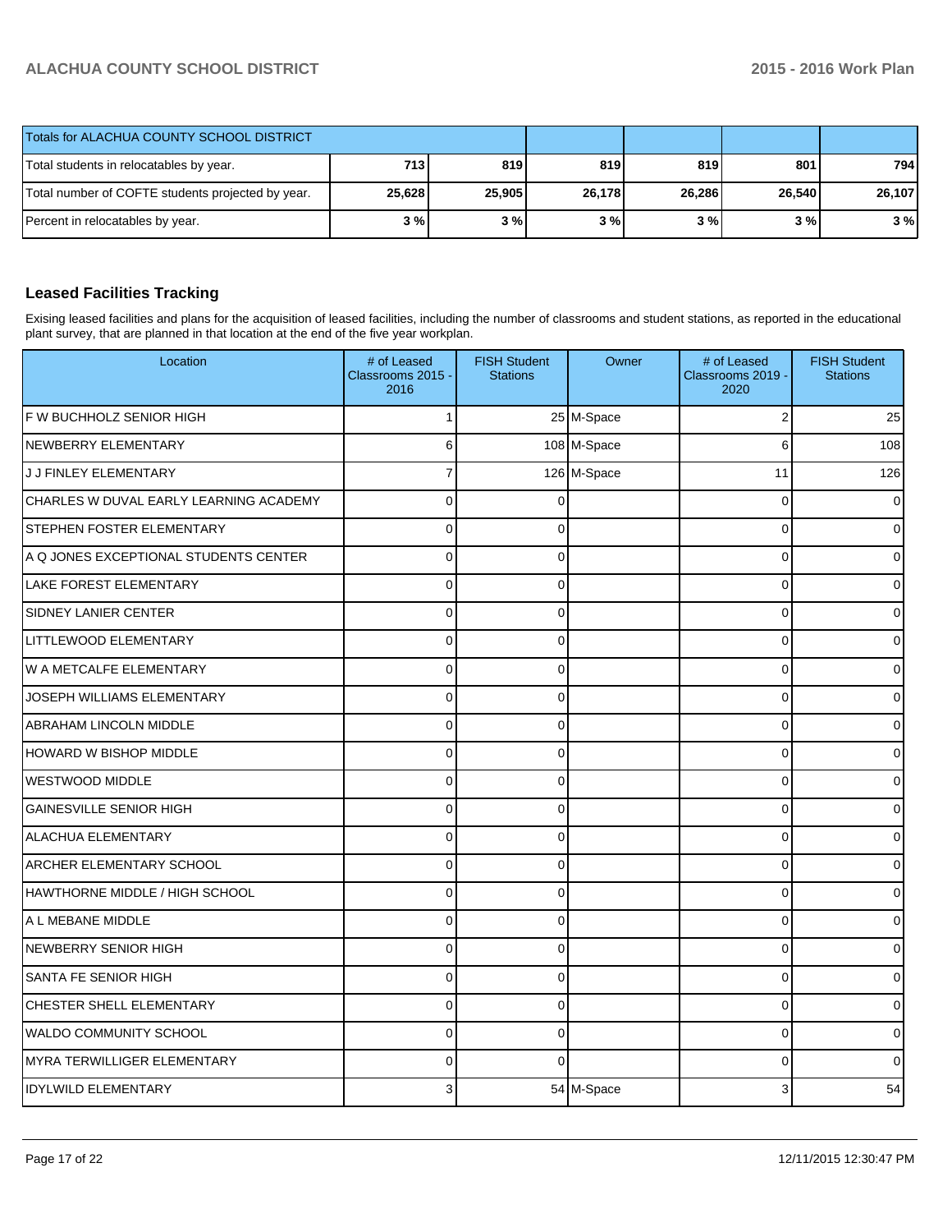| Totals for ALACHUA COUNTY SCHOOL DISTRICT | | | | | | |
|---|---|---|---|---|---|---|
| Total students in relocatables by year. | 713 | 819 | 819 | 819 | 801 | 794 |
| Total number of COFTE students projected by year. | 25,628 | 25,905 | 26,178 | 26,286 | 26,540 | 26,107 |
| Percent in relocatables by year. | 3 % | 3 % | 3 % | 3 % | 3 % | 3 % |

## Leased Facilities Tracking

Exising leased facilities and plans for the acquisition of leased facilities, including the number of classrooms and student stations, as reported in the educational plant survey, that are planned in that location at the end of the five year workplan.

| Location | # of Leased Classrooms 2015 - 2016 | FISH Student Stations | Owner | # of Leased Classrooms 2019 - 2020 | FISH Student Stations |
|---|---|---|---|---|---|
| F W BUCHHOLZ SENIOR HIGH | 1 | 25 | M-Space | 2 | 25 |
| NEWBERRY ELEMENTARY | 6 | 108 | M-Space | 6 | 108 |
| J J FINLEY ELEMENTARY | 7 | 126 | M-Space | 11 | 126 |
| CHARLES W DUVAL EARLY LEARNING ACADEMY | 0 | 0 | | 0 | 0 |
| STEPHEN FOSTER ELEMENTARY | 0 | 0 | | 0 | 0 |
| A Q JONES EXCEPTIONAL STUDENTS CENTER | 0 | 0 | | 0 | 0 |
| LAKE FOREST ELEMENTARY | 0 | 0 | | 0 | 0 |
| SIDNEY LANIER CENTER | 0 | 0 | | 0 | 0 |
| LITTLEWOOD ELEMENTARY | 0 | 0 | | 0 | 0 |
| W A METCALFE ELEMENTARY | 0 | 0 | | 0 | 0 |
| JOSEPH WILLIAMS ELEMENTARY | 0 | 0 | | 0 | 0 |
| ABRAHAM LINCOLN MIDDLE | 0 | 0 | | 0 | 0 |
| HOWARD W BISHOP MIDDLE | 0 | 0 | | 0 | 0 |
| WESTWOOD MIDDLE | 0 | 0 | | 0 | 0 |
| GAINESVILLE SENIOR HIGH | 0 | 0 | | 0 | 0 |
| ALACHUA ELEMENTARY | 0 | 0 | | 0 | 0 |
| ARCHER ELEMENTARY SCHOOL | 0 | 0 | | 0 | 0 |
| HAWTHORNE MIDDLE / HIGH SCHOOL | 0 | 0 | | 0 | 0 |
| A L MEBANE MIDDLE | 0 | 0 | | 0 | 0 |
| NEWBERRY SENIOR HIGH | 0 | 0 | | 0 | 0 |
| SANTA FE SENIOR HIGH | 0 | 0 | | 0 | 0 |
| CHESTER SHELL ELEMENTARY | 0 | 0 | | 0 | 0 |
| WALDO COMMUNITY SCHOOL | 0 | 0 | | 0 | 0 |
| MYRA TERWILLIGER ELEMENTARY | 0 | 0 | | 0 | 0 |
| IDYLWILD ELEMENTARY | 3 | 54 | M-Space | 3 | 54 |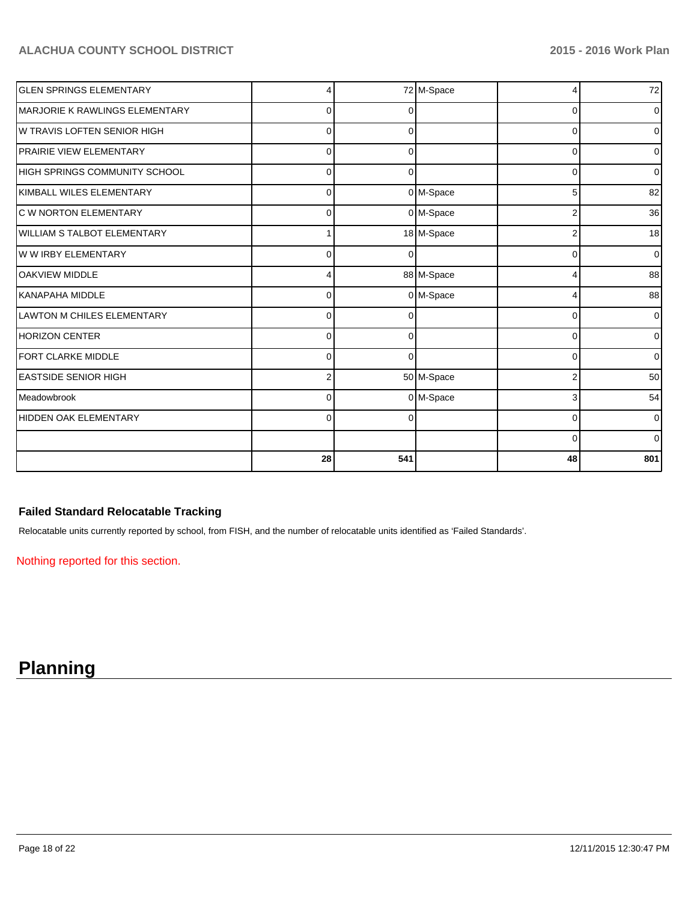| | | | | | |
|---|---|---|---|---|---|
| GLEN SPRINGS ELEMENTARY | 4 | 72 | M-Space | 4 | 72 |
| MARJORIE K RAWLINGS ELEMENTARY | 0 | 0 | | 0 | 0 |
| W TRAVIS LOFTEN SENIOR HIGH | 0 | 0 | | 0 | 0 |
| PRAIRIE VIEW ELEMENTARY | 0 | 0 | | 0 | 0 |
| HIGH SPRINGS COMMUNITY SCHOOL | 0 | 0 | | 0 | 0 |
| KIMBALL WILES ELEMENTARY | 0 | 0 | M-Space | 5 | 82 |
| C W NORTON ELEMENTARY | 0 | 0 | M-Space | 2 | 36 |
| WILLIAM S TALBOT ELEMENTARY | 1 | 18 | M-Space | 2 | 18 |
| W W IRBY ELEMENTARY | 0 | 0 | | 0 | 0 |
| OAKVIEW MIDDLE | 4 | 88 | M-Space | 4 | 88 |
| KANAPAHA MIDDLE | 0 | 0 | M-Space | 4 | 88 |
| LAWTON M CHILES ELEMENTARY | 0 | 0 | | 0 | 0 |
| HORIZON CENTER | 0 | 0 | | 0 | 0 |
| FORT CLARKE MIDDLE | 0 | 0 | | 0 | 0 |
| EASTSIDE SENIOR HIGH | 2 | 50 | M-Space | 2 | 50 |
| Meadowbrook | 0 | 0 | M-Space | 3 | 54 |
| HIDDEN OAK ELEMENTARY | 0 | 0 | | 0 | 0 |
| | | | | 0 | 0 |
| | **28** | **541** | | **48** | **801** |

### Failed Standard Relocatable Tracking

Relocatable units currently reported by school, from FISH, and the number of relocatable units identified as 'Failed Standards'.

Nothing reported for this section.

# Planning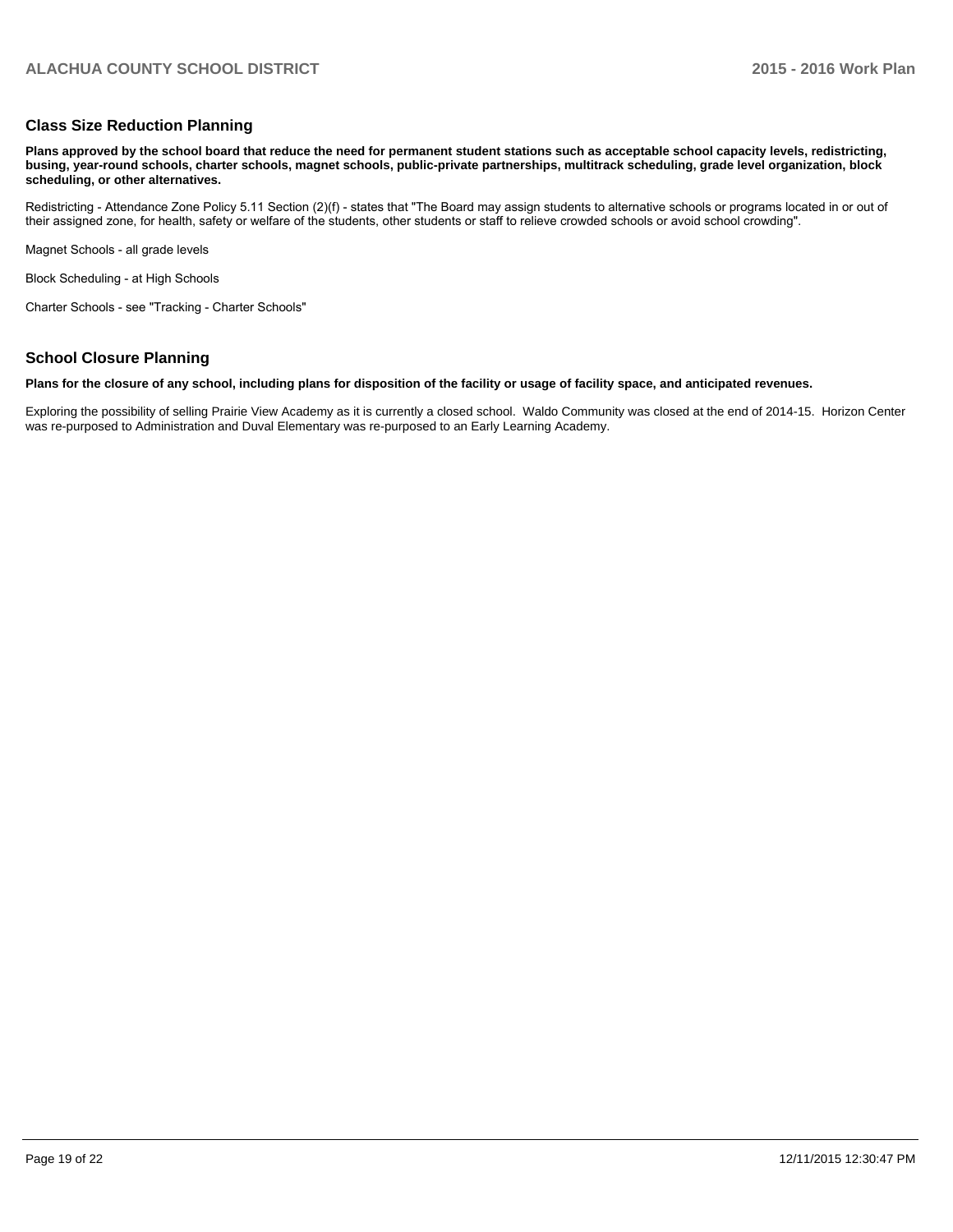## Class Size Reduction Planning

**Plans approved by the school board that reduce the need for permanent student stations such as acceptable school capacity levels, redistricting, busing, year-round schools, charter schools, magnet schools, public-private partnerships, multitrack scheduling, grade level organization, block scheduling, or other alternatives.**

Redistricting - Attendance Zone Policy 5.11 Section (2)(f) - states that "The Board may assign students to alternative schools or programs located in or out of their assigned zone, for health, safety or welfare of the students, other students or staff to relieve crowded schools or avoid school crowding".

Magnet Schools - all grade levels

Block Scheduling - at High Schools

Charter Schools - see "Tracking - Charter Schools"

## School Closure Planning

**Plans for the closure of any school, including plans for disposition of the facility or usage of facility space, and anticipated revenues.**

Exploring the possibility of selling Prairie View Academy as it is currently a closed school. Waldo Community was closed at the end of 2014-15. Horizon Center was re-purposed to Administration and Duval Elementary was re-purposed to an Early Learning Academy.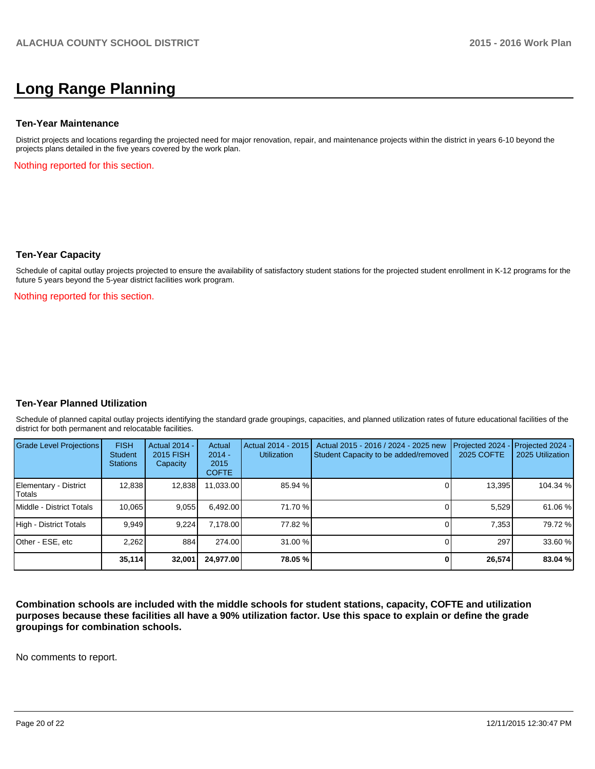# Long Range Planning

### Ten-Year Maintenance

District projects and locations regarding the projected need for major renovation, repair, and maintenance projects within the district in years 6-10 beyond the projects plans detailed in the five years covered by the work plan.

Nothing reported for this section.

### Ten-Year Capacity

Schedule of capital outlay projects projected to ensure the availability of satisfactory student stations for the projected student enrollment in K-12 programs for the future 5 years beyond the 5-year district facilities work program.

Nothing reported for this section.

### Ten-Year Planned Utilization

Schedule of planned capital outlay projects identifying the standard grade groupings, capacities, and planned utilization rates of future educational facilities of the district for both permanent and relocatable facilities.

| Grade Level Projections | FISH Student Stations | Actual 2014 - 2015 FISH Capacity | Actual 2014 - 2015 COFTE | Actual 2014 - 2015 Utilization | Actual 2015 - 2016 / 2024 - 2025 new Student Capacity to be added/removed | Projected 2024 - 2025 COFTE | Projected 2024 - 2025 Utilization |
|---|---|---|---|---|---|---|---|
| Elementary - District Totals | 12,838 | 12,838 | 11,033.00 | 85.94 % | 0 | 13,395 | 104.34 % |
| Middle - District Totals | 10,065 | 9,055 | 6,492.00 | 71.70 % | 0 | 5,529 | 61.06 % |
| High - District Totals | 9,949 | 9,224 | 7,178.00 | 77.82 % | 0 | 7,353 | 79.72 % |
| Other - ESE, etc | 2,262 | 884 | 274.00 | 31.00 % | 0 | 297 | 33.60 % |
| | **35,114** | **32,001** | **24,977.00** | **78.05 %** | **0** | **26,574** | **83.04 %** |

**Combination schools are included with the middle schools for student stations, capacity, COFTE and utilization purposes because these facilities all have a 90% utilization factor. Use this space to explain or define the grade groupings for combination schools.**

No comments to report.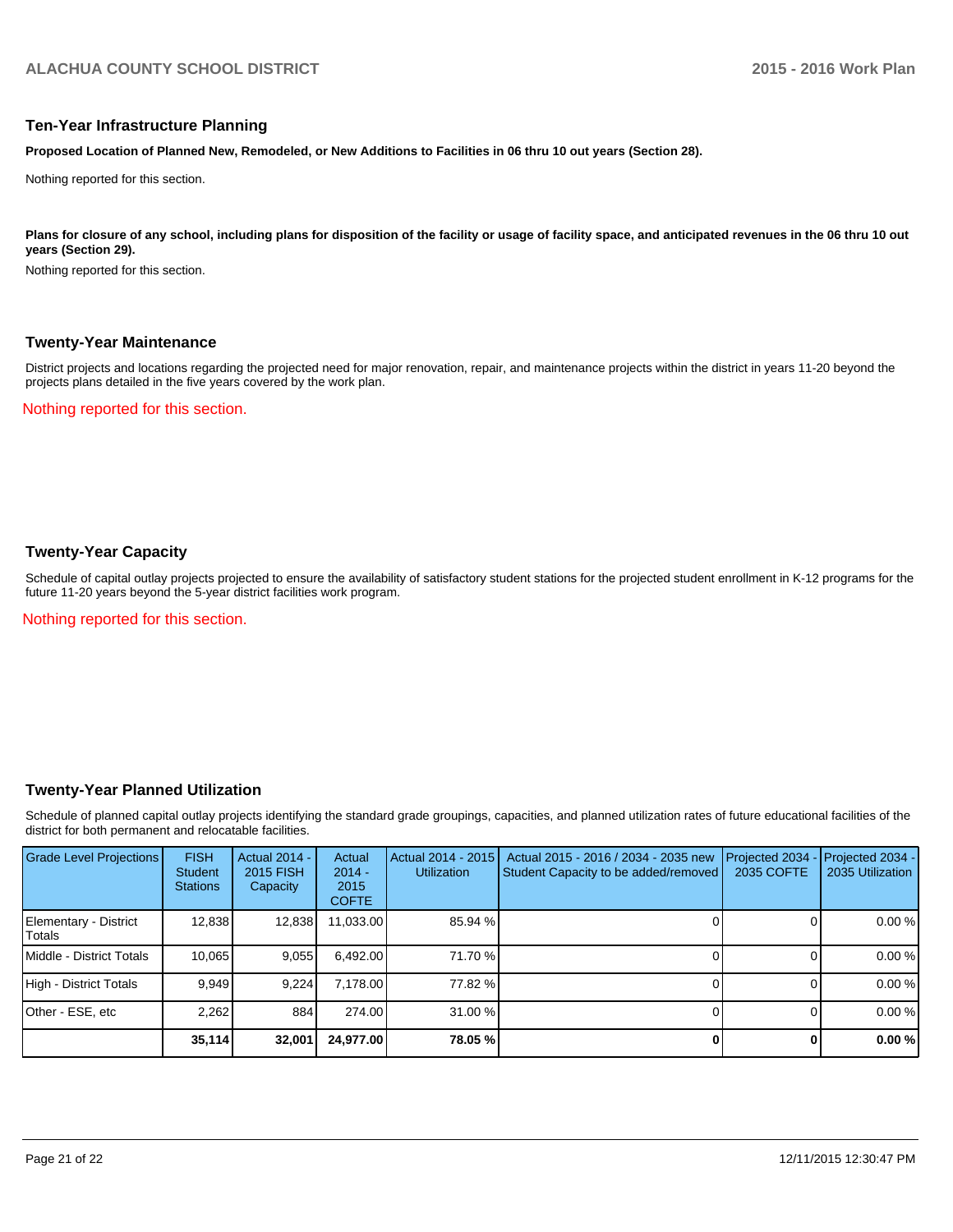## Ten-Year Infrastructure Planning

**Proposed Location of Planned New, Remodeled, or New Additions to Facilities in 06 thru 10 out years (Section 28).**

Nothing reported for this section.

**Plans for closure of any school, including plans for disposition of the facility or usage of facility space, and anticipated revenues in the 06 thru 10 out years (Section 29).**

Nothing reported for this section.

## Twenty-Year Maintenance

District projects and locations regarding the projected need for major renovation, repair, and maintenance projects within the district in years 11-20 beyond the projects plans detailed in the five years covered by the work plan.

Nothing reported for this section.

## Twenty-Year Capacity

Schedule of capital outlay projects projected to ensure the availability of satisfactory student stations for the projected student enrollment in K-12 programs for the future 11-20 years beyond the 5-year district facilities work program.

Nothing reported for this section.

## Twenty-Year Planned Utilization

Schedule of planned capital outlay projects identifying the standard grade groupings, capacities, and planned utilization rates of future educational facilities of the district for both permanent and relocatable facilities.

| Grade Level Projections | FISH Student Stations | Actual 2014 - 2015 FISH Capacity | Actual 2014 - 2015 COFTE | Actual 2014 - 2015 Utilization | Actual 2015 - 2016 / 2034 - 2035 new Student Capacity to be added/removed | Projected 2034 - 2035 COFTE | Projected 2034 - 2035 Utilization |
|---|---|---|---|---|---|---|---|
| Elementary - District Totals | 12,838 | 12,838 | 11,033.00 | 85.94 % | 0 | 0 | 0.00 % |
| Middle - District Totals | 10,065 | 9,055 | 6,492.00 | 71.70 % | 0 | 0 | 0.00 % |
| High - District Totals | 9,949 | 9,224 | 7,178.00 | 77.82 % | 0 | 0 | 0.00 % |
| Other - ESE, etc | 2,262 | 884 | 274.00 | 31.00 % | 0 | 0 | 0.00 % |
| | **35,114** | **32,001** | **24,977.00** | **78.05 %** | **0** | **0** | **0.00 %** |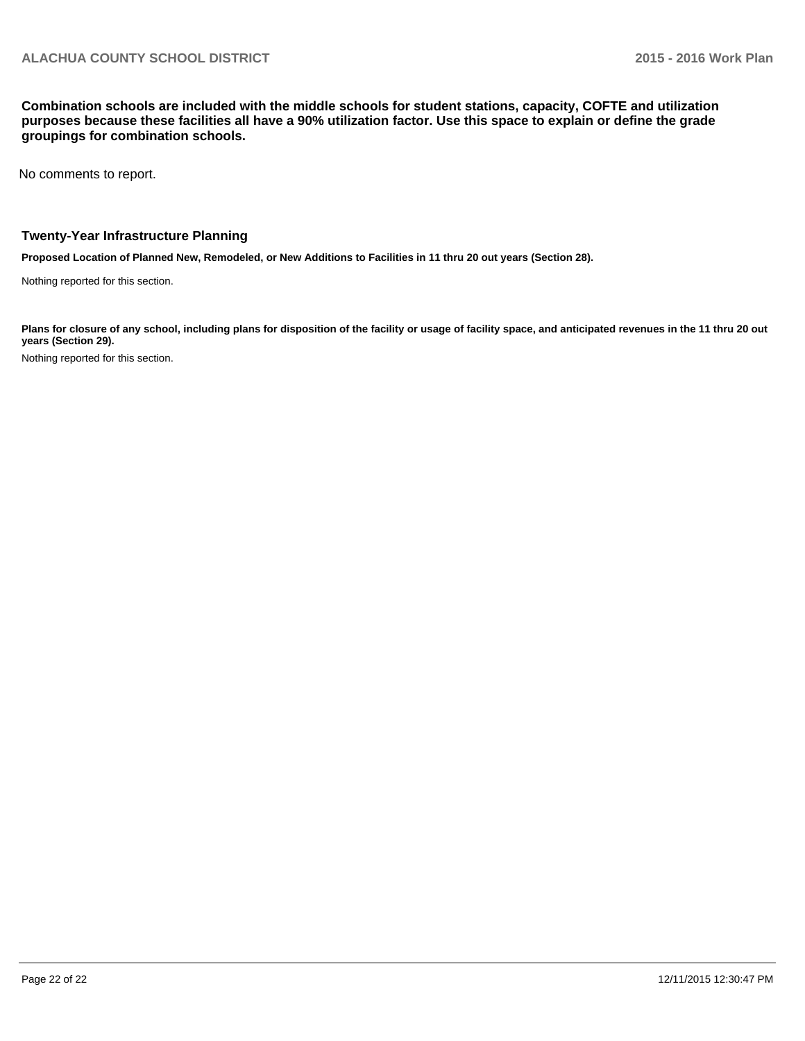**Combination schools are included with the middle schools for student stations, capacity, COFTE and utilization purposes because these facilities all have a 90% utilization factor. Use this space to explain or define the grade groupings for combination schools.**

No comments to report.

## Twenty-Year Infrastructure Planning

**Proposed Location of Planned New, Remodeled, or New Additions to Facilities in 11 thru 20 out years (Section 28).**

Nothing reported for this section.

**Plans for closure of any school, including plans for disposition of the facility or usage of facility space, and anticipated revenues in the 11 thru 20 out years (Section 29).**

Nothing reported for this section.